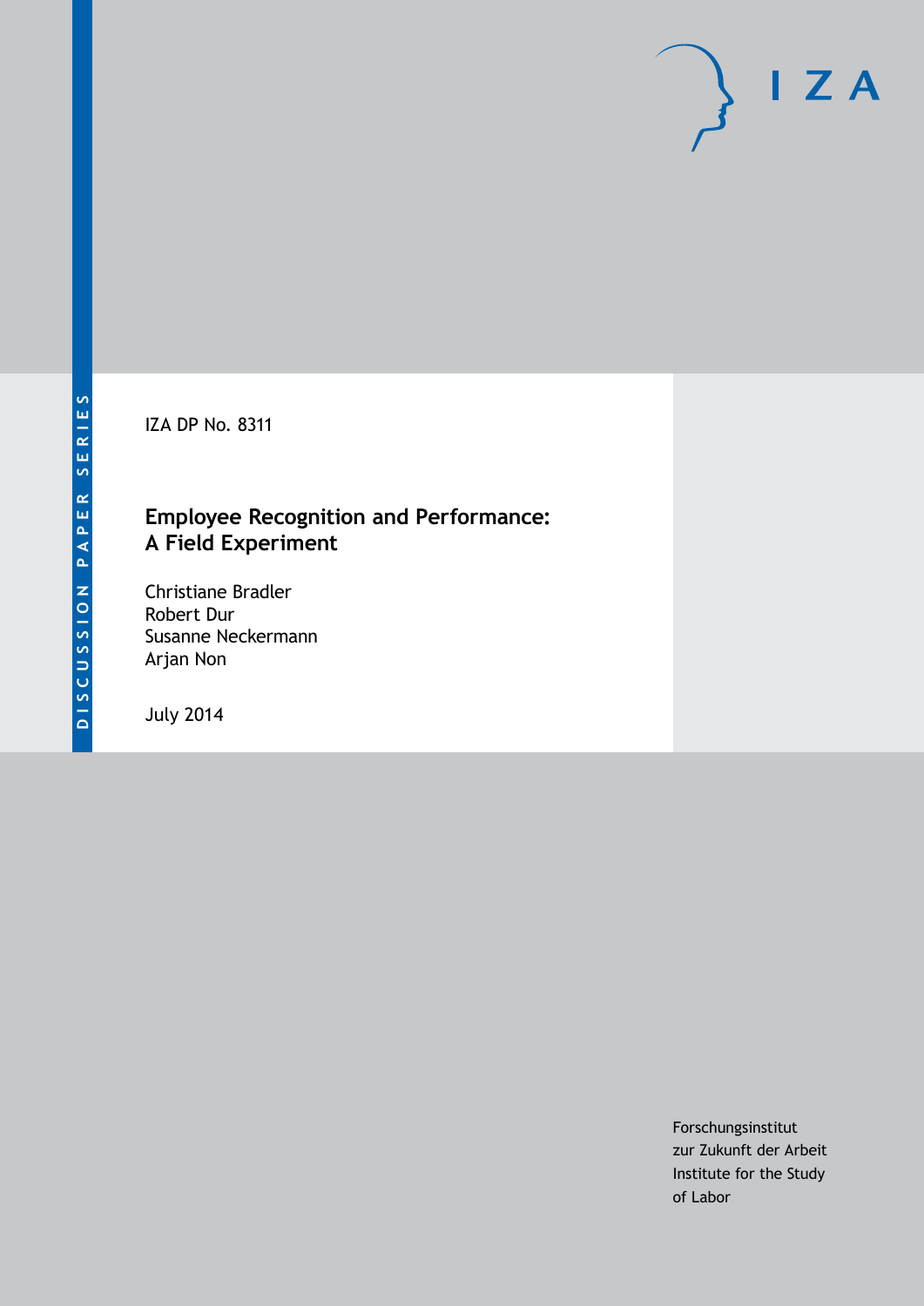DISCUSSION PAPER SERIES

IZA DP No. 8311

# Employee Recognition and Performance: A Field Experiment

Christiane Bradler
Robert Dur
Susanne Neckermann
Arjan Non

July 2014

Forschungsinstitut
zur Zukunft der Arbeit
Institute for the Study
of Labor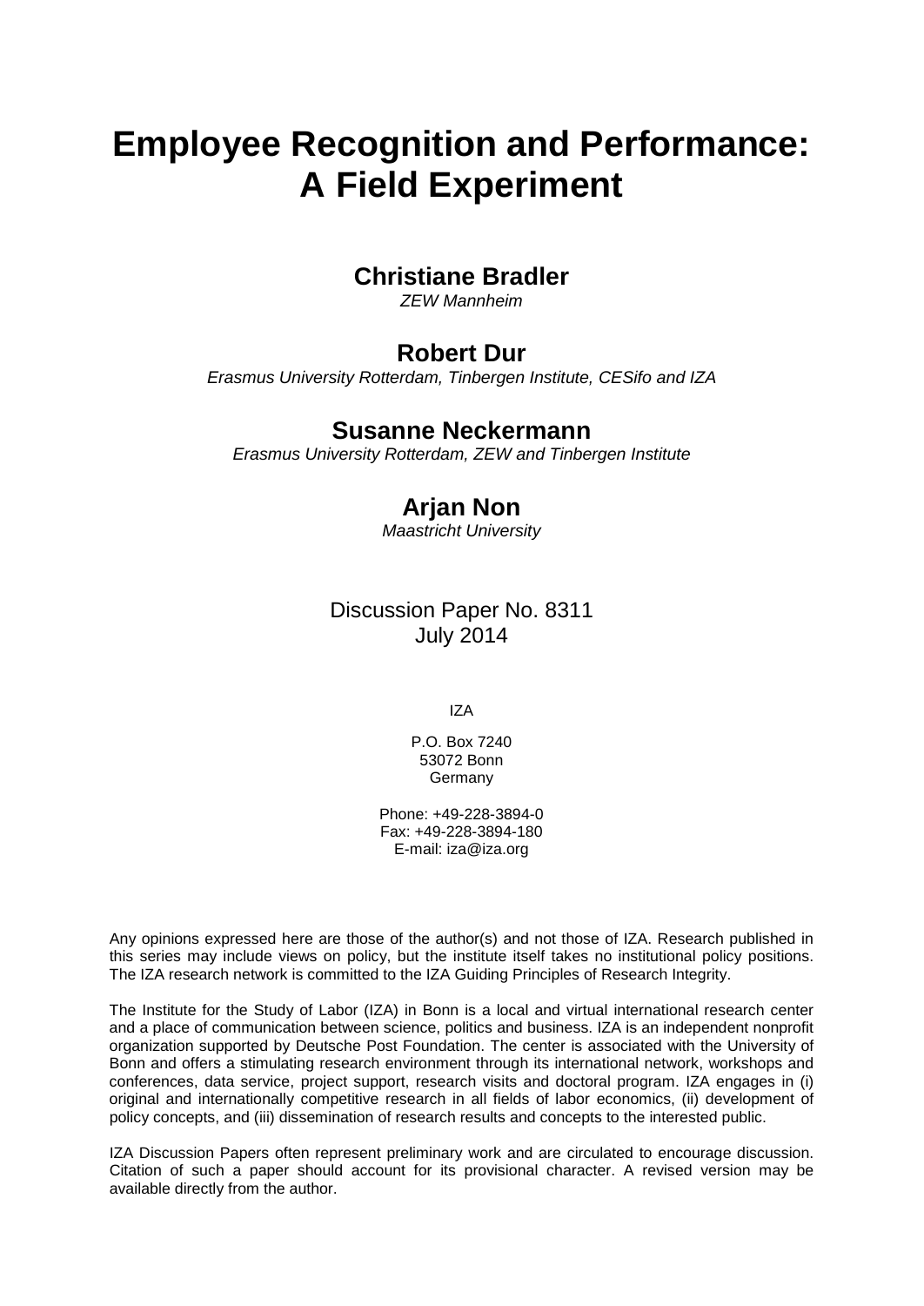# Employee Recognition and Performance: A Field Experiment

## Christiane Bradler

*ZEW Mannheim*

## Robert Dur

*Erasmus University Rotterdam, Tinbergen Institute, CESifo and IZA*

## Susanne Neckermann

*Erasmus University Rotterdam, ZEW and Tinbergen Institute*

## Arjan Non

*Maastricht University*

Discussion Paper No. 8311
July 2014

IZA

P.O. Box 7240
53072 Bonn
Germany

Phone: +49-228-3894-0
Fax: +49-228-3894-180
E-mail: iza@iza.org

Any opinions expressed here are those of the author(s) and not those of IZA. Research published in this series may include views on policy, but the institute itself takes no institutional policy positions. The IZA research network is committed to the IZA Guiding Principles of Research Integrity.

The Institute for the Study of Labor (IZA) in Bonn is a local and virtual international research center and a place of communication between science, politics and business. IZA is an independent nonprofit organization supported by Deutsche Post Foundation. The center is associated with the University of Bonn and offers a stimulating research environment through its international network, workshops and conferences, data service, project support, research visits and doctoral program. IZA engages in (i) original and internationally competitive research in all fields of labor economics, (ii) development of policy concepts, and (iii) dissemination of research results and concepts to the interested public.

IZA Discussion Papers often represent preliminary work and are circulated to encourage discussion. Citation of such a paper should account for its provisional character. A revised version may be available directly from the author.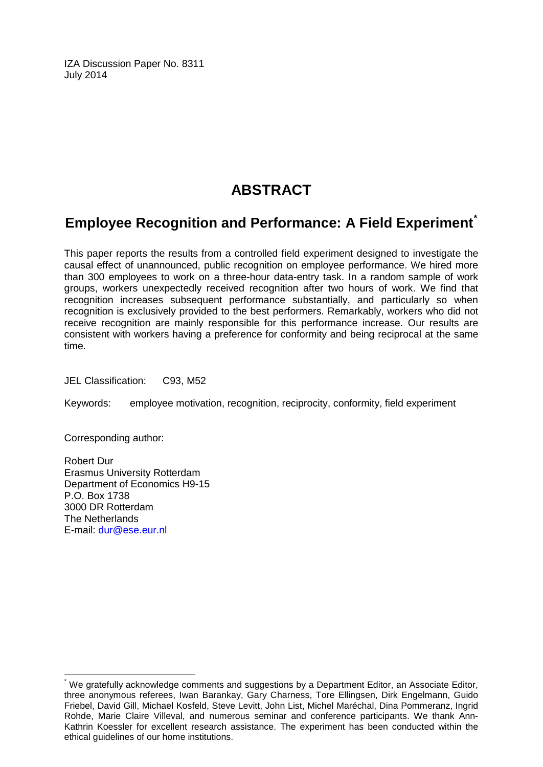IZA Discussion Paper No. 8311
July 2014

# ABSTRACT

## Employee Recognition and Performance: A Field Experiment[*]

This paper reports the results from a controlled field experiment designed to investigate the causal effect of unannounced, public recognition on employee performance. We hired more than 300 employees to work on a three-hour data-entry task. In a random sample of work groups, workers unexpectedly received recognition after two hours of work. We find that recognition increases subsequent performance substantially, and particularly so when recognition is exclusively provided to the best performers. Remarkably, workers who did not receive recognition are mainly responsible for this performance increase. Our results are consistent with workers having a preference for conformity and being reciprocal at the same time.

JEL Classification: C93, M52

Keywords: employee motivation, recognition, reciprocity, conformity, field experiment

Corresponding author:

Robert Dur
Erasmus University Rotterdam
Department of Economics H9-15
P.O. Box 1738
3000 DR Rotterdam
The Netherlands
E-mail: dur@ese.eur.nl

[*] We gratefully acknowledge comments and suggestions by a Department Editor, an Associate Editor, three anonymous referees, Iwan Barankay, Gary Charness, Tore Ellingsen, Dirk Engelmann, Guido Friebel, David Gill, Michael Kosfeld, Steve Levitt, John List, Michel Maréchal, Dina Pommeranz, Ingrid Rohde, Marie Claire Villeval, and numerous seminar and conference participants. We thank Ann-Kathrin Koessler for excellent research assistance. The experiment has been conducted within the ethical guidelines of our home institutions.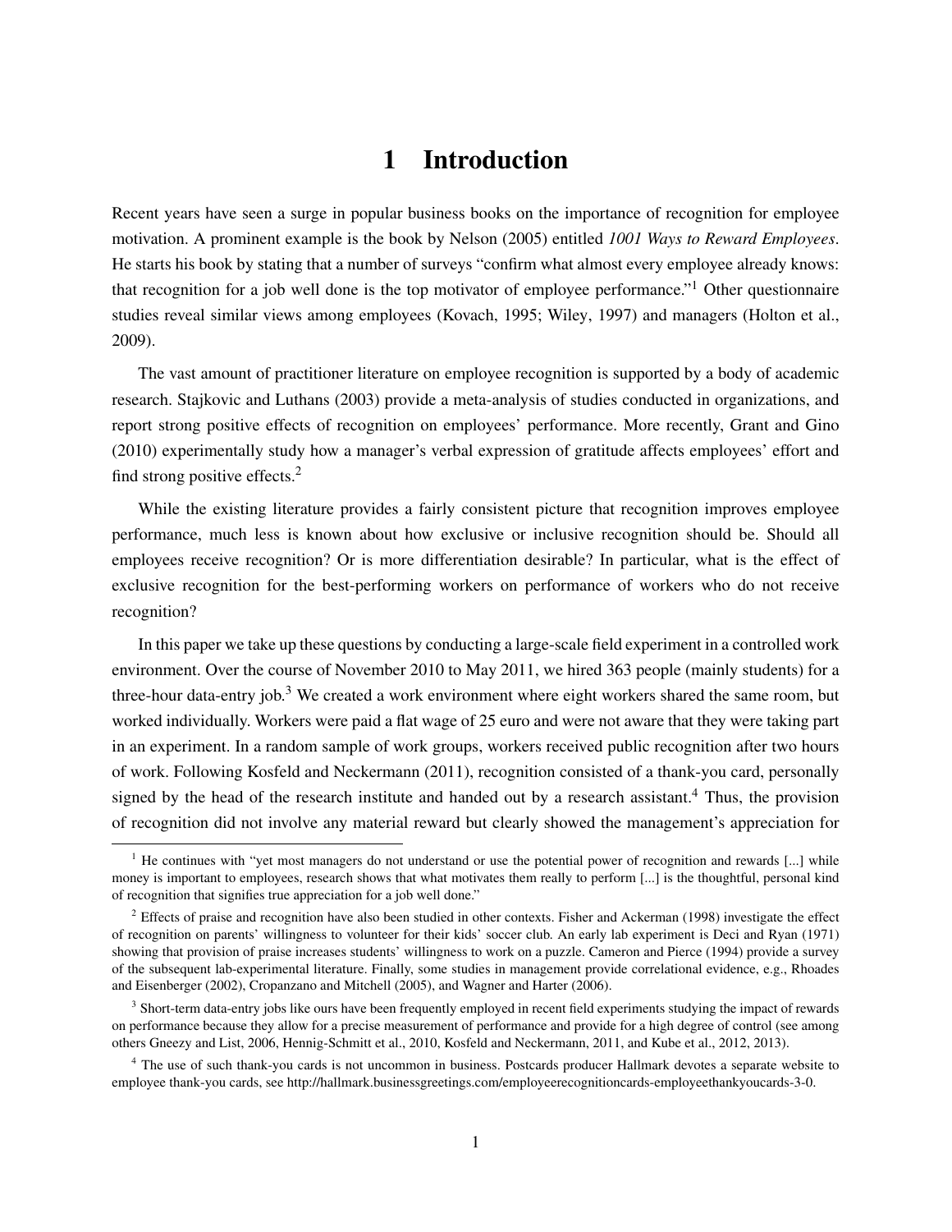# 1 Introduction

Recent years have seen a surge in popular business books on the importance of recognition for employee motivation. A prominent example is the book by Nelson (2005) entitled *1001 Ways to Reward Employees*. He starts his book by stating that a number of surveys "confirm what almost every employee already knows: that recognition for a job well done is the top motivator of employee performance."[1] Other questionnaire studies reveal similar views among employees (Kovach, 1995; Wiley, 1997) and managers (Holton et al., 2009).

The vast amount of practitioner literature on employee recognition is supported by a body of academic research. Stajkovic and Luthans (2003) provide a meta-analysis of studies conducted in organizations, and report strong positive effects of recognition on employees' performance. More recently, Grant and Gino (2010) experimentally study how a manager's verbal expression of gratitude affects employees' effort and find strong positive effects.[2]

While the existing literature provides a fairly consistent picture that recognition improves employee performance, much less is known about how exclusive or inclusive recognition should be. Should all employees receive recognition? Or is more differentiation desirable? In particular, what is the effect of exclusive recognition for the best-performing workers on performance of workers who do not receive recognition?

In this paper we take up these questions by conducting a large-scale field experiment in a controlled work environment. Over the course of November 2010 to May 2011, we hired 363 people (mainly students) for a three-hour data-entry job.[3] We created a work environment where eight workers shared the same room, but worked individually. Workers were paid a flat wage of 25 euro and were not aware that they were taking part in an experiment. In a random sample of work groups, workers received public recognition after two hours of work. Following Kosfeld and Neckermann (2011), recognition consisted of a thank-you card, personally signed by the head of the research institute and handed out by a research assistant.[4] Thus, the provision of recognition did not involve any material reward but clearly showed the management's appreciation for

---

[1] He continues with "yet most managers do not understand or use the potential power of recognition and rewards [...] while money is important to employees, research shows that what motivates them really to perform [...] is the thoughtful, personal kind of recognition that signifies true appreciation for a job well done."

[2] Effects of praise and recognition have also been studied in other contexts. Fisher and Ackerman (1998) investigate the effect of recognition on parents' willingness to volunteer for their kids' soccer club. An early lab experiment is Deci and Ryan (1971) showing that provision of praise increases students' willingness to work on a puzzle. Cameron and Pierce (1994) provide a survey of the subsequent lab-experimental literature. Finally, some studies in management provide correlational evidence, e.g., Rhoades and Eisenberger (2002), Cropanzano and Mitchell (2005), and Wagner and Harter (2006).

[3] Short-term data-entry jobs like ours have been frequently employed in recent field experiments studying the impact of rewards on performance because they allow for a precise measurement of performance and provide for a high degree of control (see among others Gneezy and List, 2006, Hennig-Schmitt et al., 2010, Kosfeld and Neckermann, 2011, and Kube et al., 2012, 2013).

[4] The use of such thank-you cards is not uncommon in business. Postcards producer Hallmark devotes a separate website to employee thank-you cards, see http://hallmark.businessgreetings.com/employeerecognitioncards-employeethankyoucards-3-0.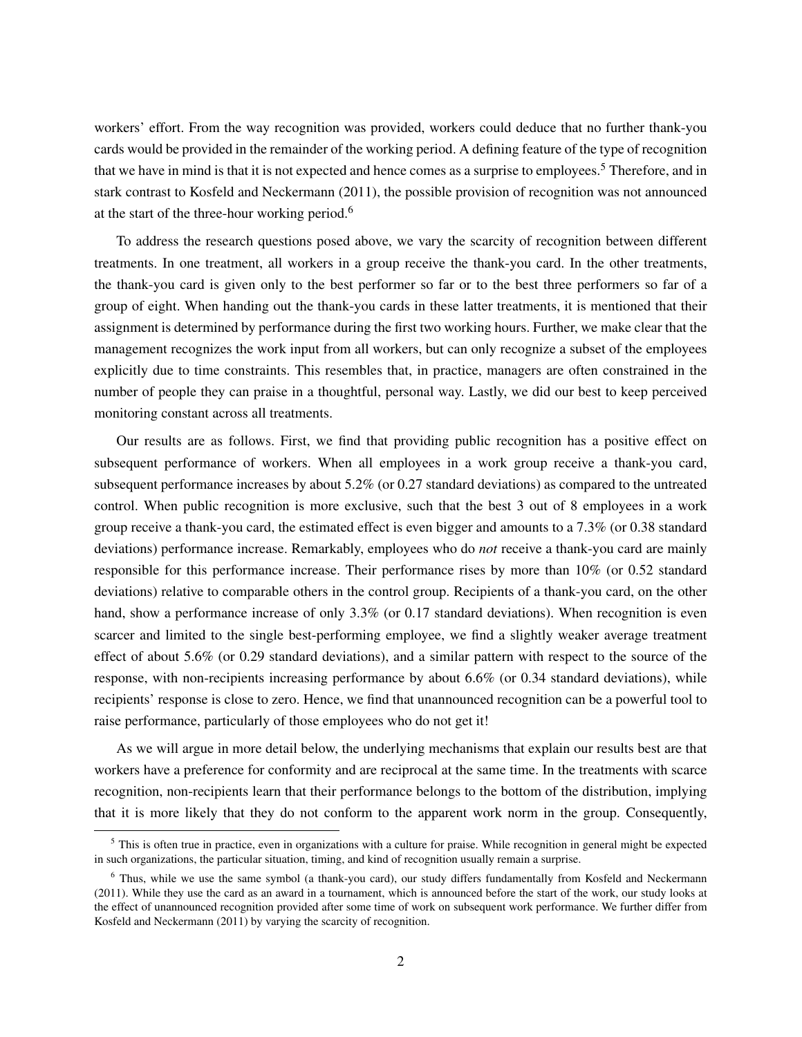workers' effort. From the way recognition was provided, workers could deduce that no further thank-you cards would be provided in the remainder of the working period. A defining feature of the type of recognition that we have in mind is that it is not expected and hence comes as a surprise to employees.[5] Therefore, and in stark contrast to Kosfeld and Neckermann (2011), the possible provision of recognition was not announced at the start of the three-hour working period.[6]

To address the research questions posed above, we vary the scarcity of recognition between different treatments. In one treatment, all workers in a group receive the thank-you card. In the other treatments, the thank-you card is given only to the best performer so far or to the best three performers so far of a group of eight. When handing out the thank-you cards in these latter treatments, it is mentioned that their assignment is determined by performance during the first two working hours. Further, we make clear that the management recognizes the work input from all workers, but can only recognize a subset of the employees explicitly due to time constraints. This resembles that, in practice, managers are often constrained in the number of people they can praise in a thoughtful, personal way. Lastly, we did our best to keep perceived monitoring constant across all treatments.

Our results are as follows. First, we find that providing public recognition has a positive effect on subsequent performance of workers. When all employees in a work group receive a thank-you card, subsequent performance increases by about 5.2% (or 0.27 standard deviations) as compared to the untreated control. When public recognition is more exclusive, such that the best 3 out of 8 employees in a work group receive a thank-you card, the estimated effect is even bigger and amounts to a 7.3% (or 0.38 standard deviations) performance increase. Remarkably, employees who do *not* receive a thank-you card are mainly responsible for this performance increase. Their performance rises by more than 10% (or 0.52 standard deviations) relative to comparable others in the control group. Recipients of a thank-you card, on the other hand, show a performance increase of only 3.3% (or 0.17 standard deviations). When recognition is even scarcer and limited to the single best-performing employee, we find a slightly weaker average treatment effect of about 5.6% (or 0.29 standard deviations), and a similar pattern with respect to the source of the response, with non-recipients increasing performance by about 6.6% (or 0.34 standard deviations), while recipients' response is close to zero. Hence, we find that unannounced recognition can be a powerful tool to raise performance, particularly of those employees who do not get it!

As we will argue in more detail below, the underlying mechanisms that explain our results best are that workers have a preference for conformity and are reciprocal at the same time. In the treatments with scarce recognition, non-recipients learn that their performance belongs to the bottom of the distribution, implying that it is more likely that they do not conform to the apparent work norm in the group. Consequently,

[5] This is often true in practice, even in organizations with a culture for praise. While recognition in general might be expected in such organizations, the particular situation, timing, and kind of recognition usually remain a surprise.

[6] Thus, while we use the same symbol (a thank-you card), our study differs fundamentally from Kosfeld and Neckermann (2011). While they use the card as an award in a tournament, which is announced before the start of the work, our study looks at the effect of unannounced recognition provided after some time of work on subsequent work performance. We further differ from Kosfeld and Neckermann (2011) by varying the scarcity of recognition.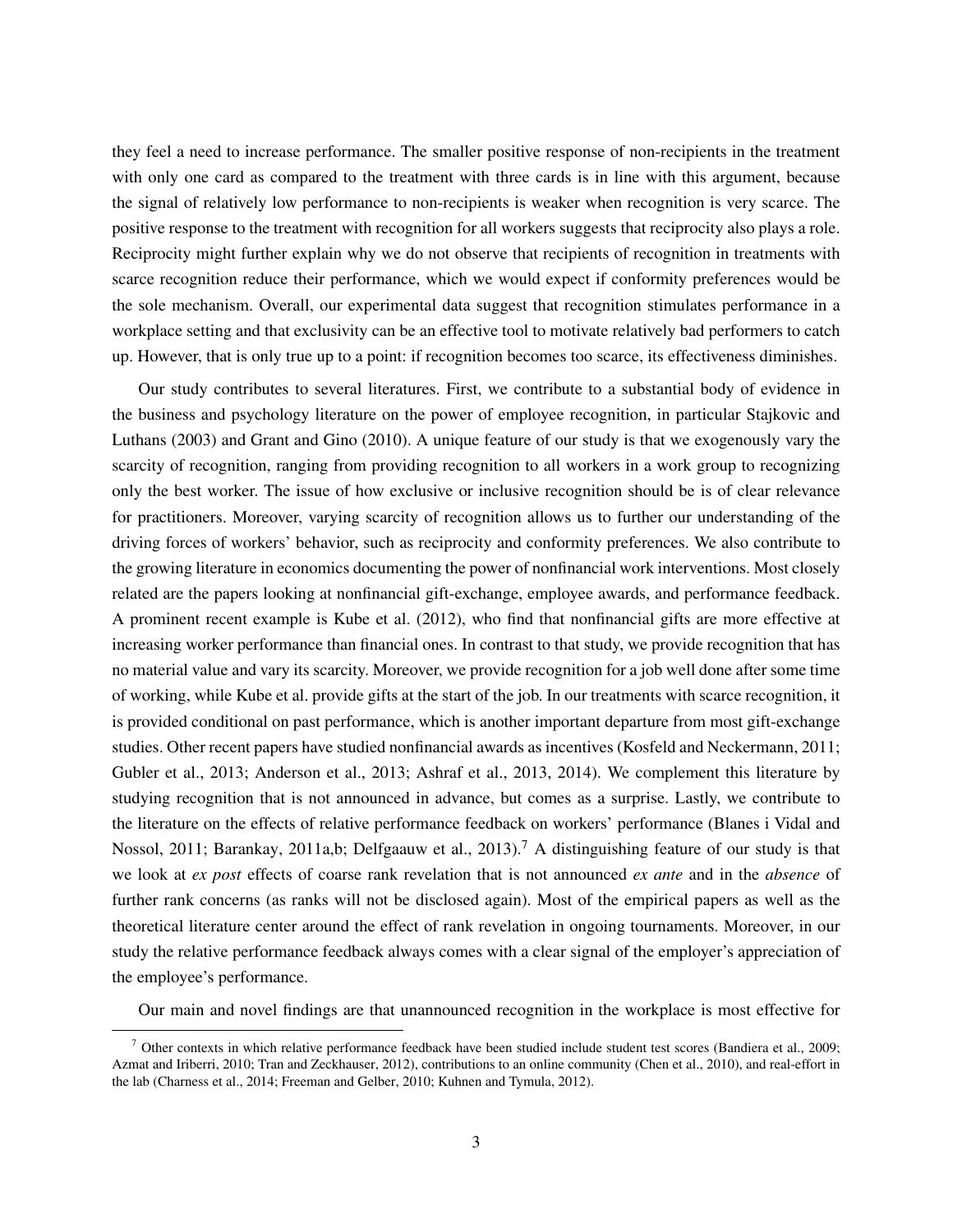they feel a need to increase performance. The smaller positive response of non-recipients in the treatment with only one card as compared to the treatment with three cards is in line with this argument, because the signal of relatively low performance to non-recipients is weaker when recognition is very scarce. The positive response to the treatment with recognition for all workers suggests that reciprocity also plays a role. Reciprocity might further explain why we do not observe that recipients of recognition in treatments with scarce recognition reduce their performance, which we would expect if conformity preferences would be the sole mechanism. Overall, our experimental data suggest that recognition stimulates performance in a workplace setting and that exclusivity can be an effective tool to motivate relatively bad performers to catch up. However, that is only true up to a point: if recognition becomes too scarce, its effectiveness diminishes.

Our study contributes to several literatures. First, we contribute to a substantial body of evidence in the business and psychology literature on the power of employee recognition, in particular Stajkovic and Luthans (2003) and Grant and Gino (2010). A unique feature of our study is that we exogenously vary the scarcity of recognition, ranging from providing recognition to all workers in a work group to recognizing only the best worker. The issue of how exclusive or inclusive recognition should be is of clear relevance for practitioners. Moreover, varying scarcity of recognition allows us to further our understanding of the driving forces of workers' behavior, such as reciprocity and conformity preferences. We also contribute to the growing literature in economics documenting the power of nonfinancial work interventions. Most closely related are the papers looking at nonfinancial gift-exchange, employee awards, and performance feedback. A prominent recent example is Kube et al. (2012), who find that nonfinancial gifts are more effective at increasing worker performance than financial ones. In contrast to that study, we provide recognition that has no material value and vary its scarcity. Moreover, we provide recognition for a job well done after some time of working, while Kube et al. provide gifts at the start of the job. In our treatments with scarce recognition, it is provided conditional on past performance, which is another important departure from most gift-exchange studies. Other recent papers have studied nonfinancial awards as incentives (Kosfeld and Neckermann, 2011; Gubler et al., 2013; Anderson et al., 2013; Ashraf et al., 2013, 2014). We complement this literature by studying recognition that is not announced in advance, but comes as a surprise. Lastly, we contribute to the literature on the effects of relative performance feedback on workers' performance (Blanes i Vidal and Nossol, 2011; Barankay, 2011a,b; Delfgaauw et al., 2013).[7] A distinguishing feature of our study is that we look at *ex post* effects of coarse rank revelation that is not announced *ex ante* and in the *absence* of further rank concerns (as ranks will not be disclosed again). Most of the empirical papers as well as the theoretical literature center around the effect of rank revelation in ongoing tournaments. Moreover, in our study the relative performance feedback always comes with a clear signal of the employer's appreciation of the employee's performance.

Our main and novel findings are that unannounced recognition in the workplace is most effective for

[7] Other contexts in which relative performance feedback have been studied include student test scores (Bandiera et al., 2009; Azmat and Iriberri, 2010; Tran and Zeckhauser, 2012), contributions to an online community (Chen et al., 2010), and real-effort in the lab (Charness et al., 2014; Freeman and Gelber, 2010; Kuhnen and Tymula, 2012).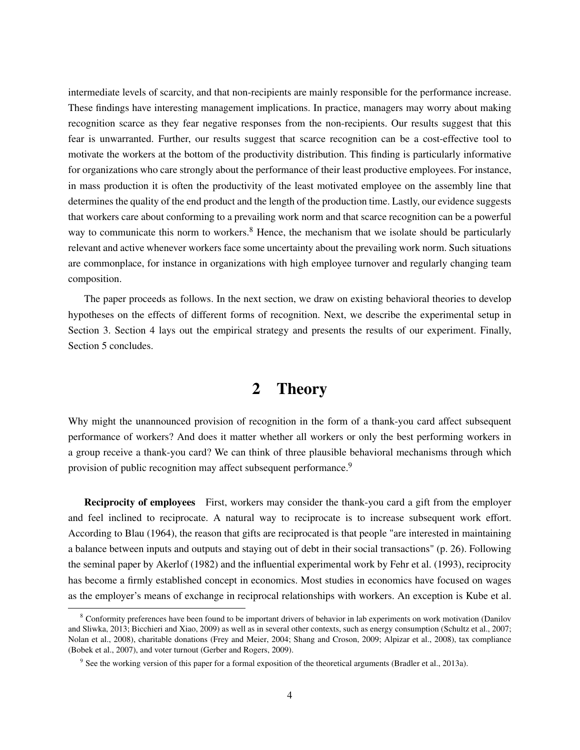intermediate levels of scarcity, and that non-recipients are mainly responsible for the performance increase. These findings have interesting management implications. In practice, managers may worry about making recognition scarce as they fear negative responses from the non-recipients. Our results suggest that this fear is unwarranted. Further, our results suggest that scarce recognition can be a cost-effective tool to motivate the workers at the bottom of the productivity distribution. This finding is particularly informative for organizations who care strongly about the performance of their least productive employees. For instance, in mass production it is often the productivity of the least motivated employee on the assembly line that determines the quality of the end product and the length of the production time. Lastly, our evidence suggests that workers care about conforming to a prevailing work norm and that scarce recognition can be a powerful way to communicate this norm to workers.[8] Hence, the mechanism that we isolate should be particularly relevant and active whenever workers face some uncertainty about the prevailing work norm. Such situations are commonplace, for instance in organizations with high employee turnover and regularly changing team composition.

The paper proceeds as follows. In the next section, we draw on existing behavioral theories to develop hypotheses on the effects of different forms of recognition. Next, we describe the experimental setup in Section 3. Section 4 lays out the empirical strategy and presents the results of our experiment. Finally, Section 5 concludes.

# 2 Theory

Why might the unannounced provision of recognition in the form of a thank-you card affect subsequent performance of workers? And does it matter whether all workers or only the best performing workers in a group receive a thank-you card? We can think of three plausible behavioral mechanisms through which provision of public recognition may affect subsequent performance.[9]

**Reciprocity of employees** First, workers may consider the thank-you card a gift from the employer and feel inclined to reciprocate. A natural way to reciprocate is to increase subsequent work effort. According to Blau (1964), the reason that gifts are reciprocated is that people "are interested in maintaining a balance between inputs and outputs and staying out of debt in their social transactions" (p. 26). Following the seminal paper by Akerlof (1982) and the influential experimental work by Fehr et al. (1993), reciprocity has become a firmly established concept in economics. Most studies in economics have focused on wages as the employer's means of exchange in reciprocal relationships with workers. An exception is Kube et al.

[8] Conformity preferences have been found to be important drivers of behavior in lab experiments on work motivation (Danilov and Sliwka, 2013; Bicchieri and Xiao, 2009) as well as in several other contexts, such as energy consumption (Schultz et al., 2007; Nolan et al., 2008), charitable donations (Frey and Meier, 2004; Shang and Croson, 2009; Alpizar et al., 2008), tax compliance (Bobek et al., 2007), and voter turnout (Gerber and Rogers, 2009).

[9] See the working version of this paper for a formal exposition of the theoretical arguments (Bradler et al., 2013a).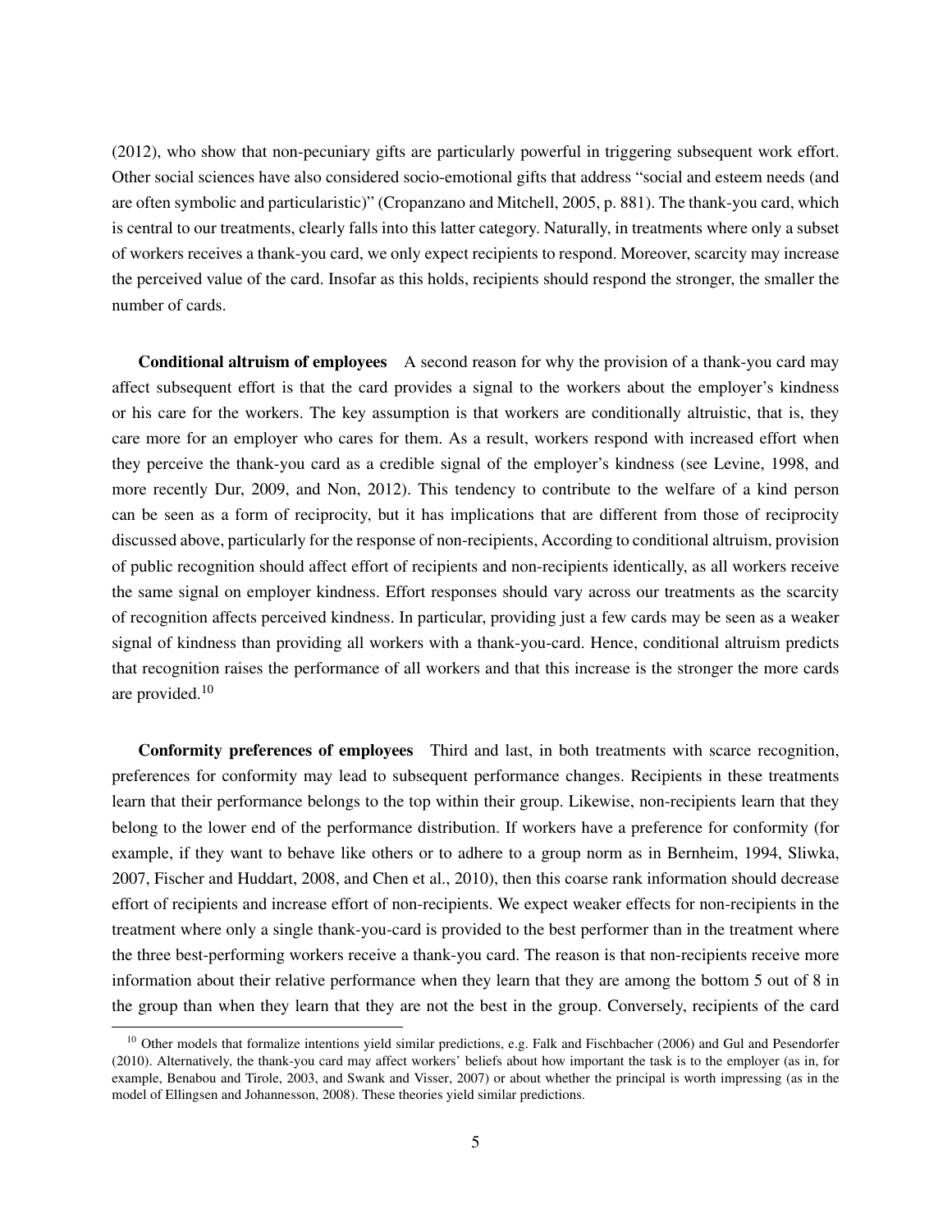(2012), who show that non-pecuniary gifts are particularly powerful in triggering subsequent work effort. Other social sciences have also considered socio-emotional gifts that address "social and esteem needs (and are often symbolic and particularistic)" (Cropanzano and Mitchell, 2005, p. 881). The thank-you card, which is central to our treatments, clearly falls into this latter category. Naturally, in treatments where only a subset of workers receives a thank-you card, we only expect recipients to respond. Moreover, scarcity may increase the perceived value of the card. Insofar as this holds, recipients should respond the stronger, the smaller the number of cards.

**Conditional altruism of employees** A second reason for why the provision of a thank-you card may affect subsequent effort is that the card provides a signal to the workers about the employer's kindness or his care for the workers. The key assumption is that workers are conditionally altruistic, that is, they care more for an employer who cares for them. As a result, workers respond with increased effort when they perceive the thank-you card as a credible signal of the employer's kindness (see Levine, 1998, and more recently Dur, 2009, and Non, 2012). This tendency to contribute to the welfare of a kind person can be seen as a form of reciprocity, but it has implications that are different from those of reciprocity discussed above, particularly for the response of non-recipients, According to conditional altruism, provision of public recognition should affect effort of recipients and non-recipients identically, as all workers receive the same signal on employer kindness. Effort responses should vary across our treatments as the scarcity of recognition affects perceived kindness. In particular, providing just a few cards may be seen as a weaker signal of kindness than providing all workers with a thank-you-card. Hence, conditional altruism predicts that recognition raises the performance of all workers and that this increase is the stronger the more cards are provided.[10]

**Conformity preferences of employees** Third and last, in both treatments with scarce recognition, preferences for conformity may lead to subsequent performance changes. Recipients in these treatments learn that their performance belongs to the top within their group. Likewise, non-recipients learn that they belong to the lower end of the performance distribution. If workers have a preference for conformity (for example, if they want to behave like others or to adhere to a group norm as in Bernheim, 1994, Sliwka, 2007, Fischer and Huddart, 2008, and Chen et al., 2010), then this coarse rank information should decrease effort of recipients and increase effort of non-recipients. We expect weaker effects for non-recipients in the treatment where only a single thank-you-card is provided to the best performer than in the treatment where the three best-performing workers receive a thank-you card. The reason is that non-recipients receive more information about their relative performance when they learn that they are among the bottom 5 out of 8 in the group than when they learn that they are not the best in the group. Conversely, recipients of the card

[10] Other models that formalize intentions yield similar predictions, e.g. Falk and Fischbacher (2006) and Gul and Pesendorfer (2010). Alternatively, the thank-you card may affect workers' beliefs about how important the task is to the employer (as in, for example, Benabou and Tirole, 2003, and Swank and Visser, 2007) or about whether the principal is worth impressing (as in the model of Ellingsen and Johannesson, 2008). These theories yield similar predictions.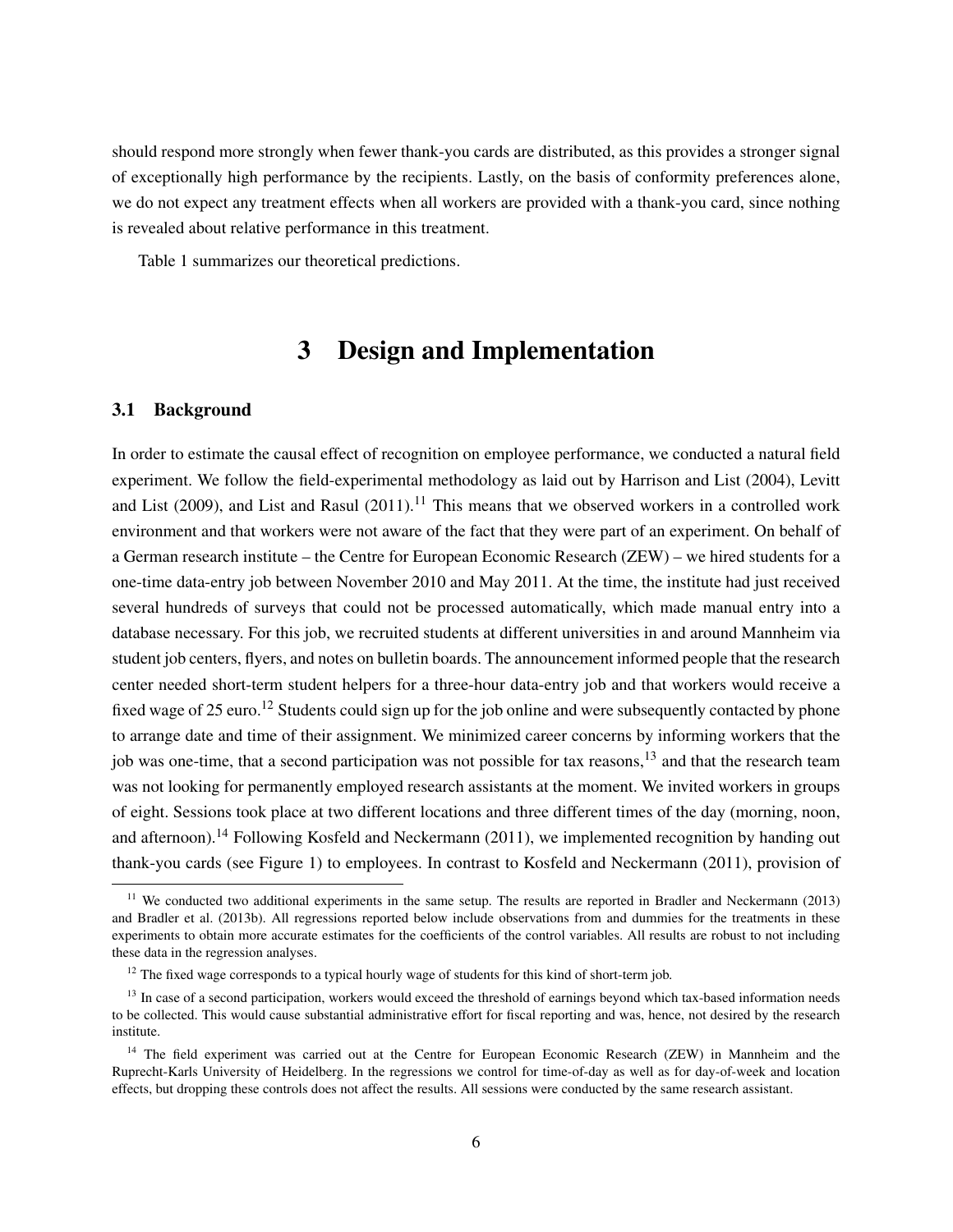should respond more strongly when fewer thank-you cards are distributed, as this provides a stronger signal of exceptionally high performance by the recipients. Lastly, on the basis of conformity preferences alone, we do not expect any treatment effects when all workers are provided with a thank-you card, since nothing is revealed about relative performance in this treatment.

Table 1 summarizes our theoretical predictions.

# 3 Design and Implementation

## 3.1 Background

In order to estimate the causal effect of recognition on employee performance, we conducted a natural field experiment. We follow the field-experimental methodology as laid out by Harrison and List (2004), Levitt and List (2009), and List and Rasul (2011).[11] This means that we observed workers in a controlled work environment and that workers were not aware of the fact that they were part of an experiment. On behalf of a German research institute – the Centre for European Economic Research (ZEW) – we hired students for a one-time data-entry job between November 2010 and May 2011. At the time, the institute had just received several hundreds of surveys that could not be processed automatically, which made manual entry into a database necessary. For this job, we recruited students at different universities in and around Mannheim via student job centers, flyers, and notes on bulletin boards. The announcement informed people that the research center needed short-term student helpers for a three-hour data-entry job and that workers would receive a fixed wage of 25 euro.[12] Students could sign up for the job online and were subsequently contacted by phone to arrange date and time of their assignment. We minimized career concerns by informing workers that the job was one-time, that a second participation was not possible for tax reasons,[13] and that the research team was not looking for permanently employed research assistants at the moment. We invited workers in groups of eight. Sessions took place at two different locations and three different times of the day (morning, noon, and afternoon).[14] Following Kosfeld and Neckermann (2011), we implemented recognition by handing out thank-you cards (see Figure 1) to employees. In contrast to Kosfeld and Neckermann (2011), provision of

[11] We conducted two additional experiments in the same setup. The results are reported in Bradler and Neckermann (2013) and Bradler et al. (2013b). All regressions reported below include observations from and dummies for the treatments in these experiments to obtain more accurate estimates for the coefficients of the control variables. All results are robust to not including these data in the regression analyses.

[12] The fixed wage corresponds to a typical hourly wage of students for this kind of short-term job.

[13] In case of a second participation, workers would exceed the threshold of earnings beyond which tax-based information needs to be collected. This would cause substantial administrative effort for fiscal reporting and was, hence, not desired by the research institute.

[14] The field experiment was carried out at the Centre for European Economic Research (ZEW) in Mannheim and the Ruprecht-Karls University of Heidelberg. In the regressions we control for time-of-day as well as for day-of-week and location effects, but dropping these controls does not affect the results. All sessions were conducted by the same research assistant.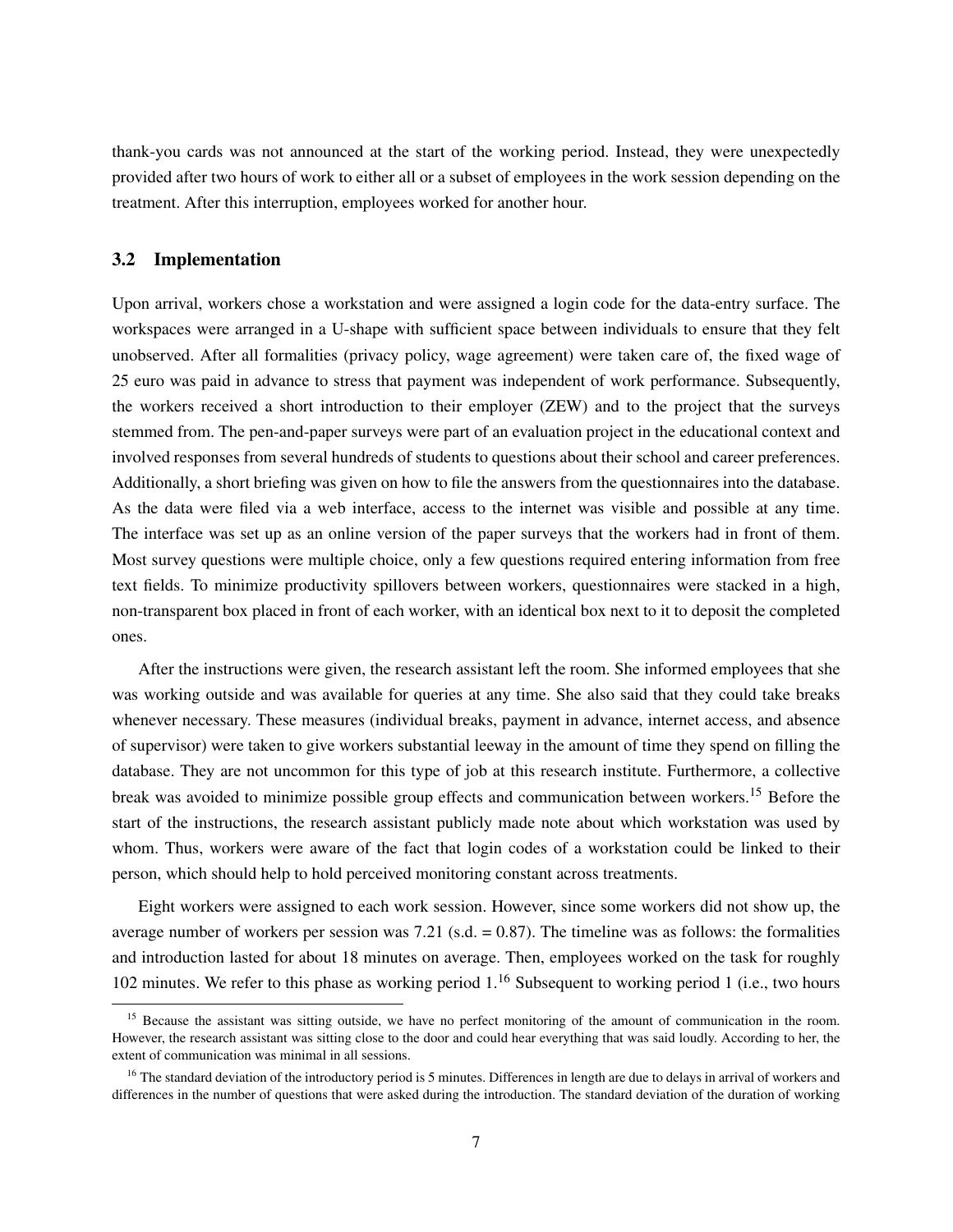thank-you cards was not announced at the start of the working period. Instead, they were unexpectedly provided after two hours of work to either all or a subset of employees in the work session depending on the treatment. After this interruption, employees worked for another hour.

### 3.2 Implementation

Upon arrival, workers chose a workstation and were assigned a login code for the data-entry surface. The workspaces were arranged in a U-shape with sufficient space between individuals to ensure that they felt unobserved. After all formalities (privacy policy, wage agreement) were taken care of, the fixed wage of 25 euro was paid in advance to stress that payment was independent of work performance. Subsequently, the workers received a short introduction to their employer (ZEW) and to the project that the surveys stemmed from. The pen-and-paper surveys were part of an evaluation project in the educational context and involved responses from several hundreds of students to questions about their school and career preferences. Additionally, a short briefing was given on how to file the answers from the questionnaires into the database. As the data were filed via a web interface, access to the internet was visible and possible at any time. The interface was set up as an online version of the paper surveys that the workers had in front of them. Most survey questions were multiple choice, only a few questions required entering information from free text fields. To minimize productivity spillovers between workers, questionnaires were stacked in a high, non-transparent box placed in front of each worker, with an identical box next to it to deposit the completed ones.

After the instructions were given, the research assistant left the room. She informed employees that she was working outside and was available for queries at any time. She also said that they could take breaks whenever necessary. These measures (individual breaks, payment in advance, internet access, and absence of supervisor) were taken to give workers substantial leeway in the amount of time they spend on filling the database. They are not uncommon for this type of job at this research institute. Furthermore, a collective break was avoided to minimize possible group effects and communication between workers.[15] Before the start of the instructions, the research assistant publicly made note about which workstation was used by whom. Thus, workers were aware of the fact that login codes of a workstation could be linked to their person, which should help to hold perceived monitoring constant across treatments.

Eight workers were assigned to each work session. However, since some workers did not show up, the average number of workers per session was 7.21 (s.d. = 0.87). The timeline was as follows: the formalities and introduction lasted for about 18 minutes on average. Then, employees worked on the task for roughly 102 minutes. We refer to this phase as working period 1.[16] Subsequent to working period 1 (i.e., two hours

---

[15] Because the assistant was sitting outside, we have no perfect monitoring of the amount of communication in the room. However, the research assistant was sitting close to the door and could hear everything that was said loudly. According to her, the extent of communication was minimal in all sessions.

[16] The standard deviation of the introductory period is 5 minutes. Differences in length are due to delays in arrival of workers and differences in the number of questions that were asked during the introduction. The standard deviation of the duration of working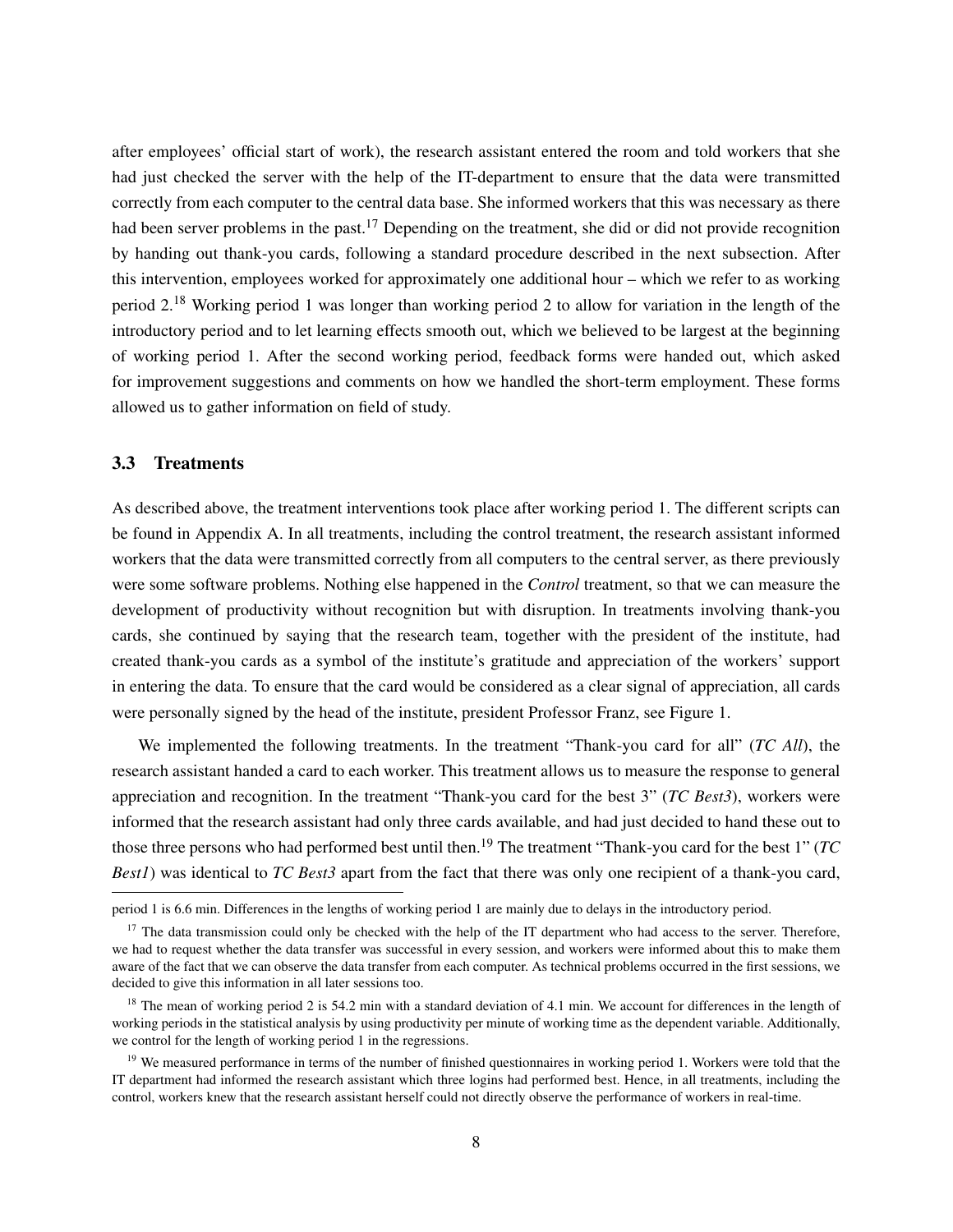after employees' official start of work), the research assistant entered the room and told workers that she had just checked the server with the help of the IT-department to ensure that the data were transmitted correctly from each computer to the central data base. She informed workers that this was necessary as there had been server problems in the past.[17] Depending on the treatment, she did or did not provide recognition by handing out thank-you cards, following a standard procedure described in the next subsection. After this intervention, employees worked for approximately one additional hour – which we refer to as working period 2.[18] Working period 1 was longer than working period 2 to allow for variation in the length of the introductory period and to let learning effects smooth out, which we believed to be largest at the beginning of working period 1. After the second working period, feedback forms were handed out, which asked for improvement suggestions and comments on how we handled the short-term employment. These forms allowed us to gather information on field of study.

### 3.3 Treatments

As described above, the treatment interventions took place after working period 1. The different scripts can be found in Appendix A. In all treatments, including the control treatment, the research assistant informed workers that the data were transmitted correctly from all computers to the central server, as there previously were some software problems. Nothing else happened in the *Control* treatment, so that we can measure the development of productivity without recognition but with disruption. In treatments involving thank-you cards, she continued by saying that the research team, together with the president of the institute, had created thank-you cards as a symbol of the institute's gratitude and appreciation of the workers' support in entering the data. To ensure that the card would be considered as a clear signal of appreciation, all cards were personally signed by the head of the institute, president Professor Franz, see Figure 1.

We implemented the following treatments. In the treatment "Thank-you card for all" (*TC All*), the research assistant handed a card to each worker. This treatment allows us to measure the response to general appreciation and recognition. In the treatment "Thank-you card for the best 3" (*TC Best3*), workers were informed that the research assistant had only three cards available, and had just decided to hand these out to those three persons who had performed best until then.[19] The treatment "Thank-you card for the best 1" (*TC Best1*) was identical to *TC Best3* apart from the fact that there was only one recipient of a thank-you card,

---

period 1 is 6.6 min. Differences in the lengths of working period 1 are mainly due to delays in the introductory period.

[17] The data transmission could only be checked with the help of the IT department who had access to the server. Therefore, we had to request whether the data transfer was successful in every session, and workers were informed about this to make them aware of the fact that we can observe the data transfer from each computer. As technical problems occurred in the first sessions, we decided to give this information in all later sessions too.

[18] The mean of working period 2 is 54.2 min with a standard deviation of 4.1 min. We account for differences in the length of working periods in the statistical analysis by using productivity per minute of working time as the dependent variable. Additionally, we control for the length of working period 1 in the regressions.

[19] We measured performance in terms of the number of finished questionnaires in working period 1. Workers were told that the IT department had informed the research assistant which three logins had performed best. Hence, in all treatments, including the control, workers knew that the research assistant herself could not directly observe the performance of workers in real-time.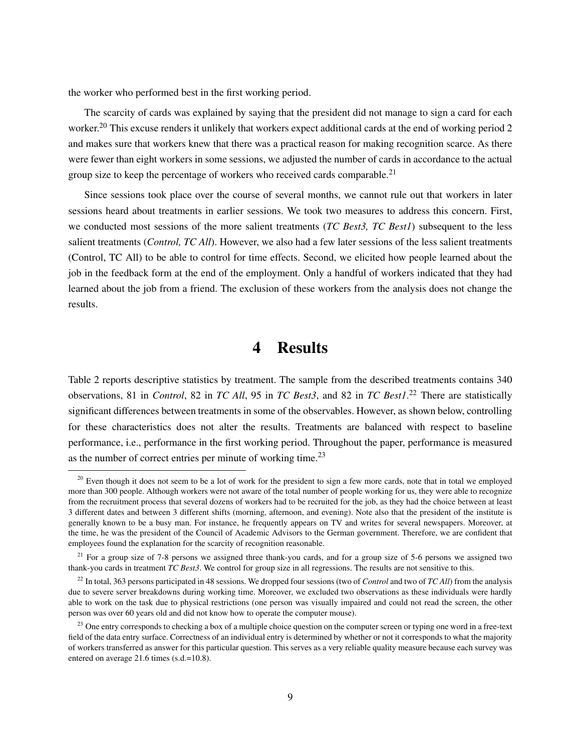the worker who performed best in the first working period.

The scarcity of cards was explained by saying that the president did not manage to sign a card for each worker.[20] This excuse renders it unlikely that workers expect additional cards at the end of working period 2 and makes sure that workers knew that there was a practical reason for making recognition scarce. As there were fewer than eight workers in some sessions, we adjusted the number of cards in accordance to the actual group size to keep the percentage of workers who received cards comparable.[21]

Since sessions took place over the course of several months, we cannot rule out that workers in later sessions heard about treatments in earlier sessions. We took two measures to address this concern. First, we conducted most sessions of the more salient treatments (*TC Best3, TC Best1*) subsequent to the less salient treatments (*Control, TC All*). However, we also had a few later sessions of the less salient treatments (Control, TC All) to be able to control for time effects. Second, we elicited how people learned about the job in the feedback form at the end of the employment. Only a handful of workers indicated that they had learned about the job from a friend. The exclusion of these workers from the analysis does not change the results.

# 4 Results

Table 2 reports descriptive statistics by treatment. The sample from the described treatments contains 340 observations, 81 in *Control*, 82 in *TC All*, 95 in *TC Best3*, and 82 in *TC Best1*.[22] There are statistically significant differences between treatments in some of the observables. However, as shown below, controlling for these characteristics does not alter the results. Treatments are balanced with respect to baseline performance, i.e., performance in the first working period. Throughout the paper, performance is measured as the number of correct entries per minute of working time.[23]

---

[20] Even though it does not seem to be a lot of work for the president to sign a few more cards, note that in total we employed more than 300 people. Although workers were not aware of the total number of people working for us, they were able to recognize from the recruitment process that several dozens of workers had to be recruited for the job, as they had the choice between at least 3 different dates and between 3 different shifts (morning, afternoon, and evening). Note also that the president of the institute is generally known to be a busy man. For instance, he frequently appears on TV and writes for several newspapers. Moreover, at the time, he was the president of the Council of Academic Advisors to the German government. Therefore, we are confident that employees found the explanation for the scarcity of recognition reasonable.

[21] For a group size of 7-8 persons we assigned three thank-you cards, and for a group size of 5-6 persons we assigned two thank-you cards in treatment *TC Best3*. We control for group size in all regressions. The results are not sensitive to this.

[22] In total, 363 persons participated in 48 sessions. We dropped four sessions (two of *Control* and two of *TC All*) from the analysis due to severe server breakdowns during working time. Moreover, we excluded two observations as these individuals were hardly able to work on the task due to physical restrictions (one person was visually impaired and could not read the screen, the other person was over 60 years old and did not know how to operate the computer mouse).

[23] One entry corresponds to checking a box of a multiple choice question on the computer screen or typing one word in a free-text field of the data entry surface. Correctness of an individual entry is determined by whether or not it corresponds to what the majority of workers transferred as answer for this particular question. This serves as a very reliable quality measure because each survey was entered on average 21.6 times (s.d.=10.8).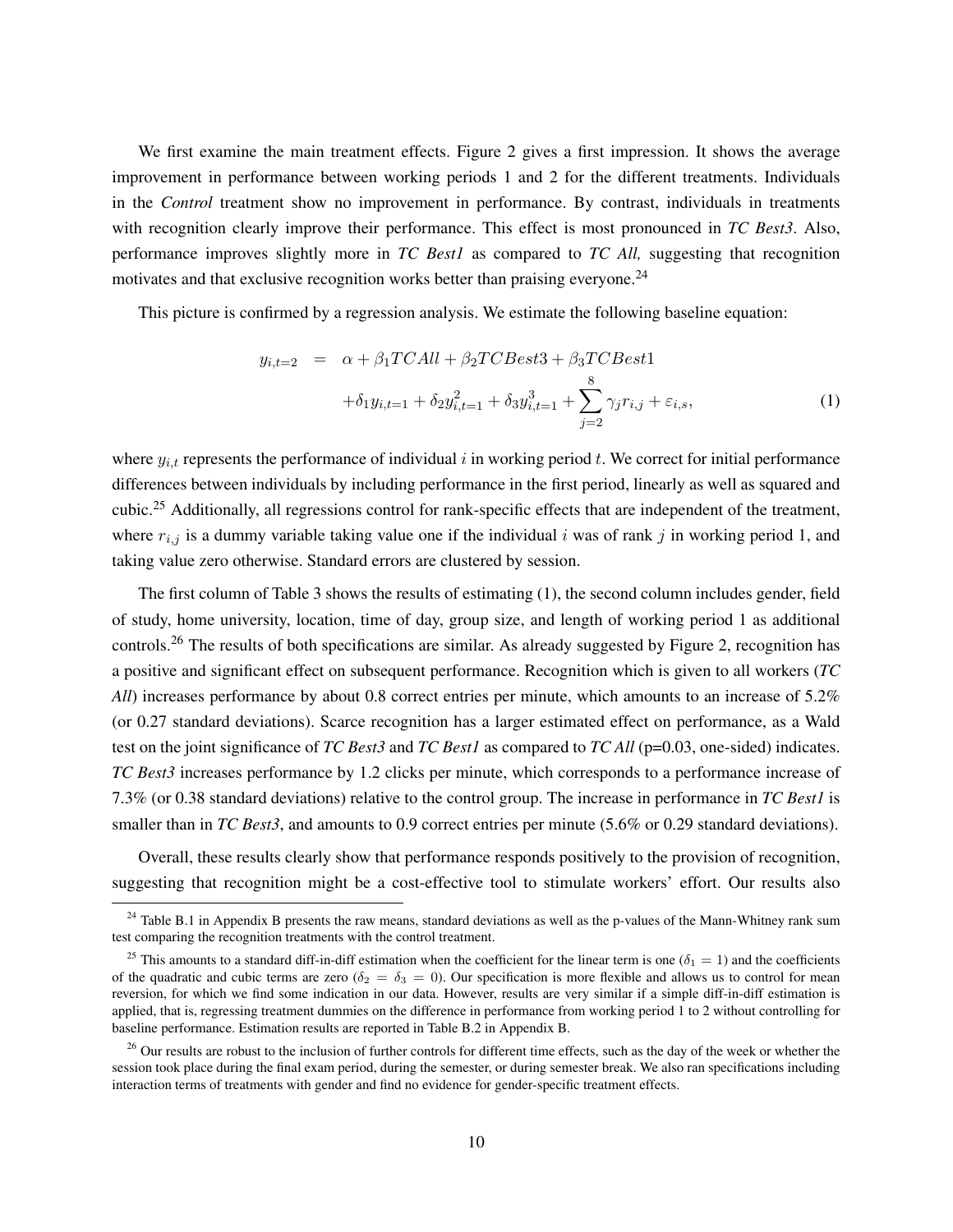We first examine the main treatment effects. Figure 2 gives a first impression. It shows the average improvement in performance between working periods 1 and 2 for the different treatments. Individuals in the *Control* treatment show no improvement in performance. By contrast, individuals in treatments with recognition clearly improve their performance. This effect is most pronounced in *TC Best3*. Also, performance improves slightly more in *TC Best1* as compared to *TC All,* suggesting that recognition motivates and that exclusive recognition works better than praising everyone.[24]

This picture is confirmed by a regression analysis. We estimate the following baseline equation:

$$
\begin{aligned}
y_{i,t=2} \quad &= \quad \alpha + \beta_1 TCAll + \beta_2 TCBest3 + \beta_3 TCBest1 \\
&\quad + \delta_1 y_{i,t=1} + \delta_2 y_{i,t=1}^2 + \delta_3 y_{i,t=1}^3 + \sum_{j=2}^{8} \gamma_j r_{i,j} + \varepsilon_{i,s},
\end{aligned}
\tag{1}
$$

where $y_{i,t}$ represents the performance of individual $i$ in working period $t$. We correct for initial performance differences between individuals by including performance in the first period, linearly as well as squared and cubic.[25] Additionally, all regressions control for rank-specific effects that are independent of the treatment, where $r_{i,j}$ is a dummy variable taking value one if the individual $i$ was of rank $j$ in working period 1, and taking value zero otherwise. Standard errors are clustered by session.

The first column of Table 3 shows the results of estimating (1), the second column includes gender, field of study, home university, location, time of day, group size, and length of working period 1 as additional controls.[26] The results of both specifications are similar. As already suggested by Figure 2, recognition has a positive and significant effect on subsequent performance. Recognition which is given to all workers (*TC All*) increases performance by about 0.8 correct entries per minute, which amounts to an increase of 5.2% (or 0.27 standard deviations). Scarce recognition has a larger estimated effect on performance, as a Wald test on the joint significance of *TC Best3* and *TC Best1* as compared to *TC All* (p=0.03, one-sided) indicates. *TC Best3* increases performance by 1.2 clicks per minute, which corresponds to a performance increase of 7.3% (or 0.38 standard deviations) relative to the control group. The increase in performance in *TC Best1* is smaller than in *TC Best3*, and amounts to 0.9 correct entries per minute (5.6% or 0.29 standard deviations).

Overall, these results clearly show that performance responds positively to the provision of recognition, suggesting that recognition might be a cost-effective tool to stimulate workers' effort. Our results also

---

[24] Table B.1 in Appendix B presents the raw means, standard deviations as well as the p-values of the Mann-Whitney rank sum test comparing the recognition treatments with the control treatment.

[25] This amounts to a standard diff-in-diff estimation when the coefficient for the linear term is one ($\delta_1 = 1$) and the coefficients of the quadratic and cubic terms are zero ($\delta_2 = \delta_3 = 0$). Our specification is more flexible and allows us to control for mean reversion, for which we find some indication in our data. However, results are very similar if a simple diff-in-diff estimation is applied, that is, regressing treatment dummies on the difference in performance from working period 1 to 2 without controlling for baseline performance. Estimation results are reported in Table B.2 in Appendix B.

[26] Our results are robust to the inclusion of further controls for different time effects, such as the day of the week or whether the session took place during the final exam period, during the semester, or during semester break. We also ran specifications including interaction terms of treatments with gender and find no evidence for gender-specific treatment effects.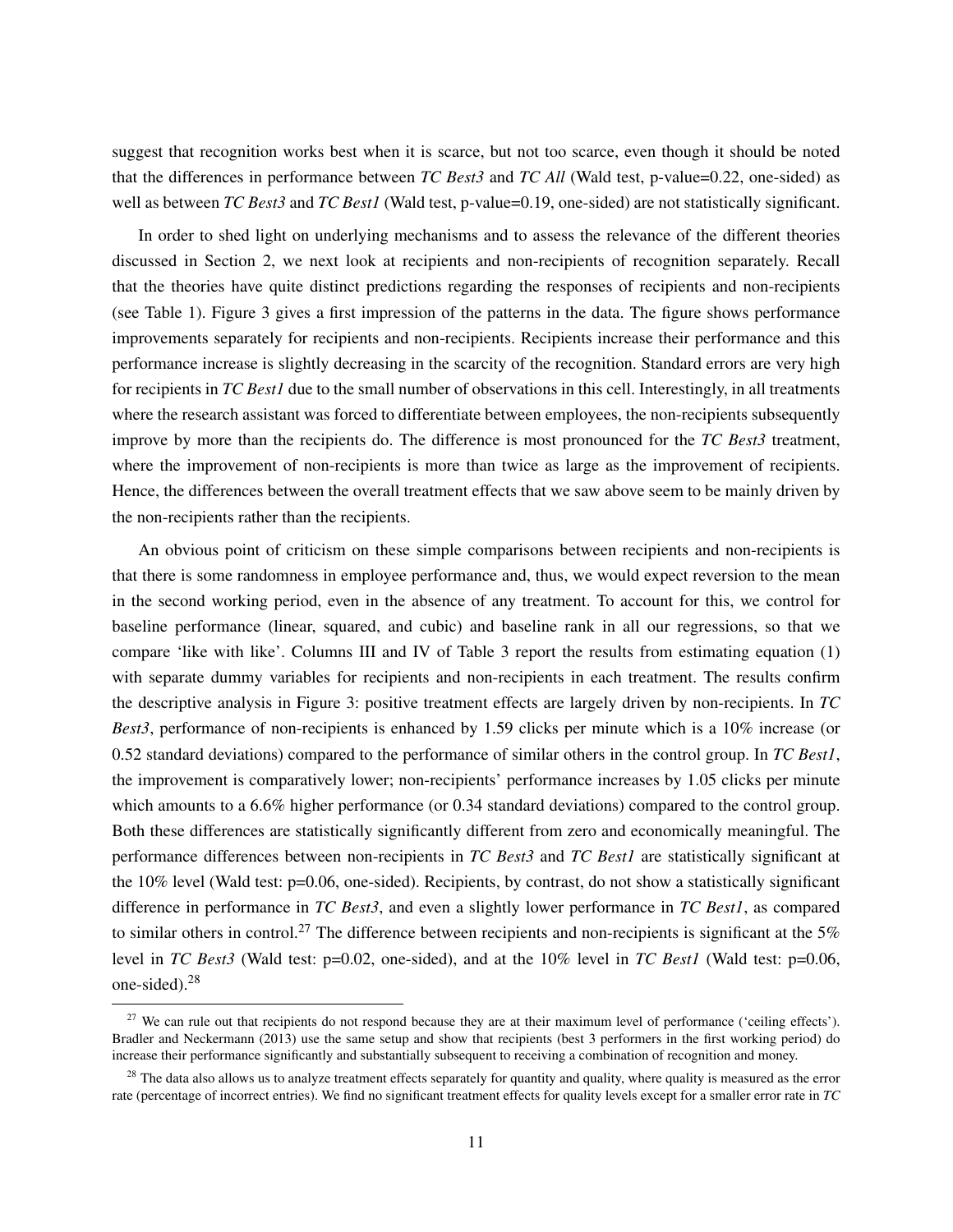suggest that recognition works best when it is scarce, but not too scarce, even though it should be noted that the differences in performance between *TC Best3* and *TC All* (Wald test, p-value=0.22, one-sided) as well as between *TC Best3* and *TC Best1* (Wald test, p-value=0.19, one-sided) are not statistically significant.

In order to shed light on underlying mechanisms and to assess the relevance of the different theories discussed in Section 2, we next look at recipients and non-recipients of recognition separately. Recall that the theories have quite distinct predictions regarding the responses of recipients and non-recipients (see Table 1). Figure 3 gives a first impression of the patterns in the data. The figure shows performance improvements separately for recipients and non-recipients. Recipients increase their performance and this performance increase is slightly decreasing in the scarcity of the recognition. Standard errors are very high for recipients in *TC Best1* due to the small number of observations in this cell. Interestingly, in all treatments where the research assistant was forced to differentiate between employees, the non-recipients subsequently improve by more than the recipients do. The difference is most pronounced for the *TC Best3* treatment, where the improvement of non-recipients is more than twice as large as the improvement of recipients. Hence, the differences between the overall treatment effects that we saw above seem to be mainly driven by the non-recipients rather than the recipients.

An obvious point of criticism on these simple comparisons between recipients and non-recipients is that there is some randomness in employee performance and, thus, we would expect reversion to the mean in the second working period, even in the absence of any treatment. To account for this, we control for baseline performance (linear, squared, and cubic) and baseline rank in all our regressions, so that we compare 'like with like'. Columns III and IV of Table 3 report the results from estimating equation (1) with separate dummy variables for recipients and non-recipients in each treatment. The results confirm the descriptive analysis in Figure 3: positive treatment effects are largely driven by non-recipients. In *TC Best3*, performance of non-recipients is enhanced by 1.59 clicks per minute which is a 10% increase (or 0.52 standard deviations) compared to the performance of similar others in the control group. In *TC Best1*, the improvement is comparatively lower; non-recipients' performance increases by 1.05 clicks per minute which amounts to a 6.6% higher performance (or 0.34 standard deviations) compared to the control group. Both these differences are statistically significantly different from zero and economically meaningful. The performance differences between non-recipients in *TC Best3* and *TC Best1* are statistically significant at the 10% level (Wald test: p=0.06, one-sided). Recipients, by contrast, do not show a statistically significant difference in performance in *TC Best3*, and even a slightly lower performance in *TC Best1*, as compared to similar others in control.[27] The difference between recipients and non-recipients is significant at the 5% level in *TC Best3* (Wald test: p=0.02, one-sided), and at the 10% level in *TC Best1* (Wald test: p=0.06, one-sided).[28]

---

[27] We can rule out that recipients do not respond because they are at their maximum level of performance ('ceiling effects'). Bradler and Neckermann (2013) use the same setup and show that recipients (best 3 performers in the first working period) do increase their performance significantly and substantially subsequent to receiving a combination of recognition and money.

[28] The data also allows us to analyze treatment effects separately for quantity and quality, where quality is measured as the error rate (percentage of incorrect entries). We find no significant treatment effects for quality levels except for a smaller error rate in *TC*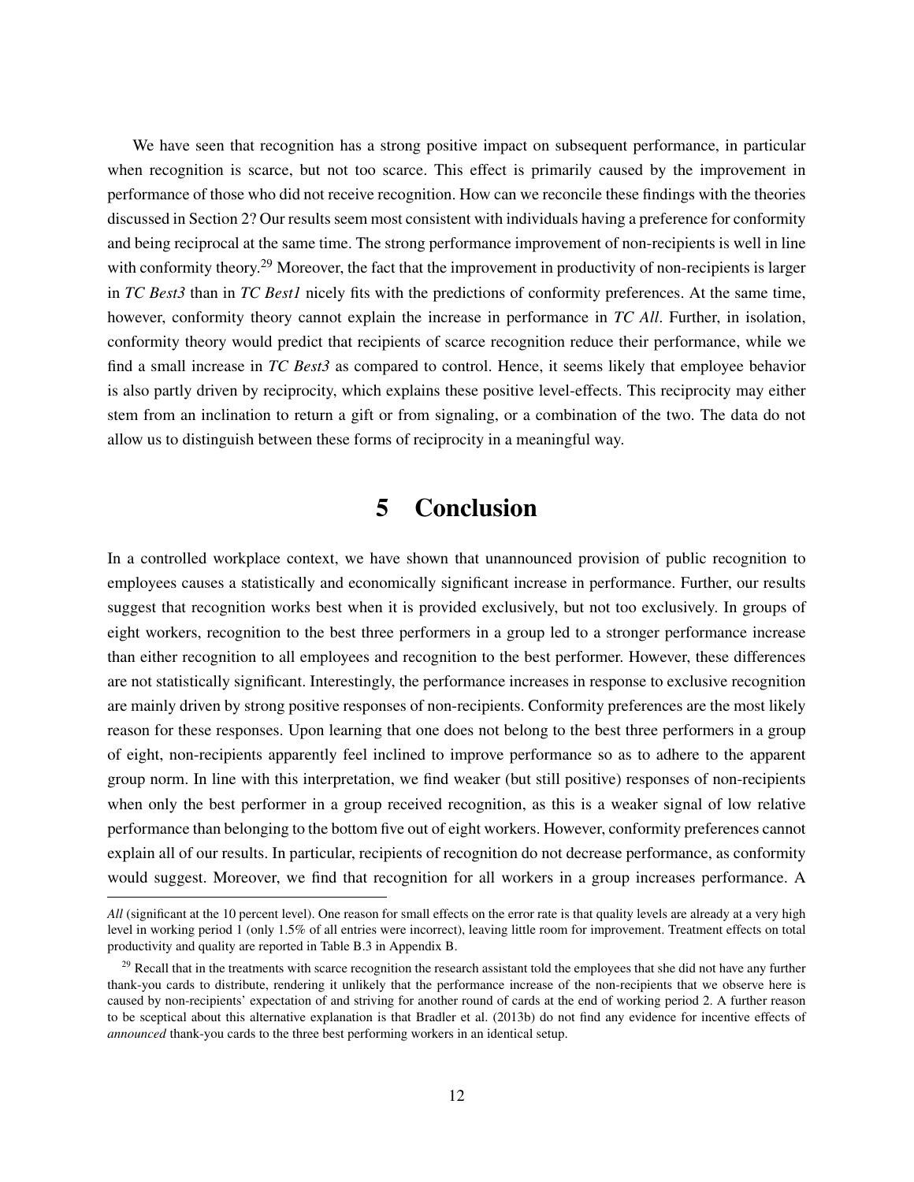We have seen that recognition has a strong positive impact on subsequent performance, in particular when recognition is scarce, but not too scarce. This effect is primarily caused by the improvement in performance of those who did not receive recognition. How can we reconcile these findings with the theories discussed in Section 2? Our results seem most consistent with individuals having a preference for conformity and being reciprocal at the same time. The strong performance improvement of non-recipients is well in line with conformity theory.[29] Moreover, the fact that the improvement in productivity of non-recipients is larger in *TC Best3* than in *TC Best1* nicely fits with the predictions of conformity preferences. At the same time, however, conformity theory cannot explain the increase in performance in *TC All*. Further, in isolation, conformity theory would predict that recipients of scarce recognition reduce their performance, while we find a small increase in *TC Best3* as compared to control. Hence, it seems likely that employee behavior is also partly driven by reciprocity, which explains these positive level-effects. This reciprocity may either stem from an inclination to return a gift or from signaling, or a combination of the two. The data do not allow us to distinguish between these forms of reciprocity in a meaningful way.

# 5 Conclusion

In a controlled workplace context, we have shown that unannounced provision of public recognition to employees causes a statistically and economically significant increase in performance. Further, our results suggest that recognition works best when it is provided exclusively, but not too exclusively. In groups of eight workers, recognition to the best three performers in a group led to a stronger performance increase than either recognition to all employees and recognition to the best performer. However, these differences are not statistically significant. Interestingly, the performance increases in response to exclusive recognition are mainly driven by strong positive responses of non-recipients. Conformity preferences are the most likely reason for these responses. Upon learning that one does not belong to the best three performers in a group of eight, non-recipients apparently feel inclined to improve performance so as to adhere to the apparent group norm. In line with this interpretation, we find weaker (but still positive) responses of non-recipients when only the best performer in a group received recognition, as this is a weaker signal of low relative performance than belonging to the bottom five out of eight workers. However, conformity preferences cannot explain all of our results. In particular, recipients of recognition do not decrease performance, as conformity would suggest. Moreover, we find that recognition for all workers in a group increases performance. A

---

*All* (significant at the 10 percent level). One reason for small effects on the error rate is that quality levels are already at a very high level in working period 1 (only 1.5% of all entries were incorrect), leaving little room for improvement. Treatment effects on total productivity and quality are reported in Table B.3 in Appendix B.

[29] Recall that in the treatments with scarce recognition the research assistant told the employees that she did not have any further thank-you cards to distribute, rendering it unlikely that the performance increase of the non-recipients that we observe here is caused by non-recipients' expectation of and striving for another round of cards at the end of working period 2. A further reason to be sceptical about this alternative explanation is that Bradler et al. (2013b) do not find any evidence for incentive effects of *announced* thank-you cards to the three best performing workers in an identical setup.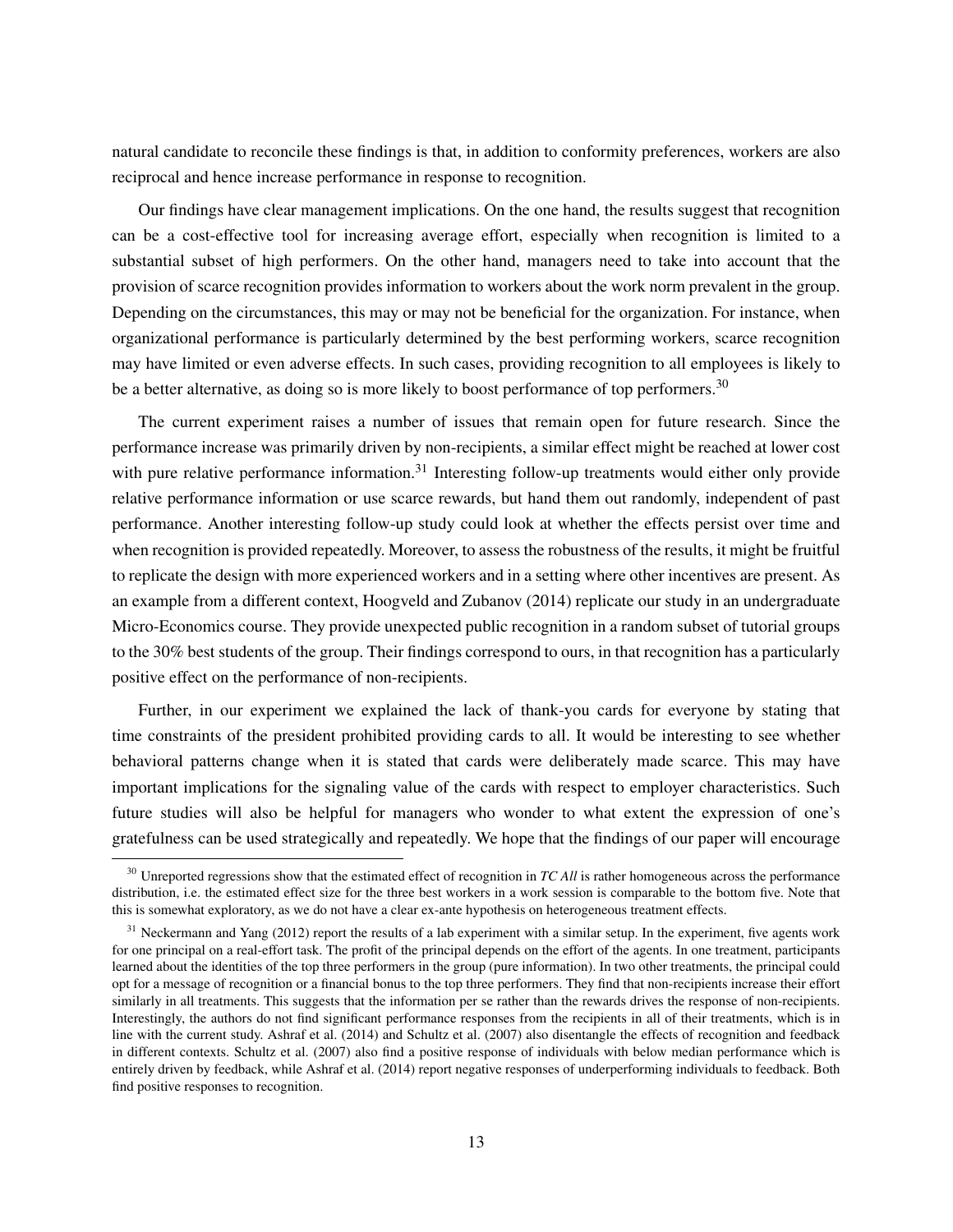natural candidate to reconcile these findings is that, in addition to conformity preferences, workers are also reciprocal and hence increase performance in response to recognition.

Our findings have clear management implications. On the one hand, the results suggest that recognition can be a cost-effective tool for increasing average effort, especially when recognition is limited to a substantial subset of high performers. On the other hand, managers need to take into account that the provision of scarce recognition provides information to workers about the work norm prevalent in the group. Depending on the circumstances, this may or may not be beneficial for the organization. For instance, when organizational performance is particularly determined by the best performing workers, scarce recognition may have limited or even adverse effects. In such cases, providing recognition to all employees is likely to be a better alternative, as doing so is more likely to boost performance of top performers.[30]

The current experiment raises a number of issues that remain open for future research. Since the performance increase was primarily driven by non-recipients, a similar effect might be reached at lower cost with pure relative performance information.[31] Interesting follow-up treatments would either only provide relative performance information or use scarce rewards, but hand them out randomly, independent of past performance. Another interesting follow-up study could look at whether the effects persist over time and when recognition is provided repeatedly. Moreover, to assess the robustness of the results, it might be fruitful to replicate the design with more experienced workers and in a setting where other incentives are present. As an example from a different context, Hoogveld and Zubanov (2014) replicate our study in an undergraduate Micro-Economics course. They provide unexpected public recognition in a random subset of tutorial groups to the 30% best students of the group. Their findings correspond to ours, in that recognition has a particularly positive effect on the performance of non-recipients.

Further, in our experiment we explained the lack of thank-you cards for everyone by stating that time constraints of the president prohibited providing cards to all. It would be interesting to see whether behavioral patterns change when it is stated that cards were deliberately made scarce. This may have important implications for the signaling value of the cards with respect to employer characteristics. Such future studies will also be helpful for managers who wonder to what extent the expression of one's gratefulness can be used strategically and repeatedly. We hope that the findings of our paper will encourage

---

[30] Unreported regressions show that the estimated effect of recognition in *TC All* is rather homogeneous across the performance distribution, i.e. the estimated effect size for the three best workers in a work session is comparable to the bottom five. Note that this is somewhat exploratory, as we do not have a clear ex-ante hypothesis on heterogeneous treatment effects.

[31] Neckermann and Yang (2012) report the results of a lab experiment with a similar setup. In the experiment, five agents work for one principal on a real-effort task. The profit of the principal depends on the effort of the agents. In one treatment, participants learned about the identities of the top three performers in the group (pure information). In two other treatments, the principal could opt for a message of recognition or a financial bonus to the top three performers. They find that non-recipients increase their effort similarly in all treatments. This suggests that the information per se rather than the rewards drives the response of non-recipients. Interestingly, the authors do not find significant performance responses from the recipients in all of their treatments, which is in line with the current study. Ashraf et al. (2014) and Schultz et al. (2007) also disentangle the effects of recognition and feedback in different contexts. Schultz et al. (2007) also find a positive response of individuals with below median performance which is entirely driven by feedback, while Ashraf et al. (2014) report negative responses of underperforming individuals to feedback. Both find positive responses to recognition.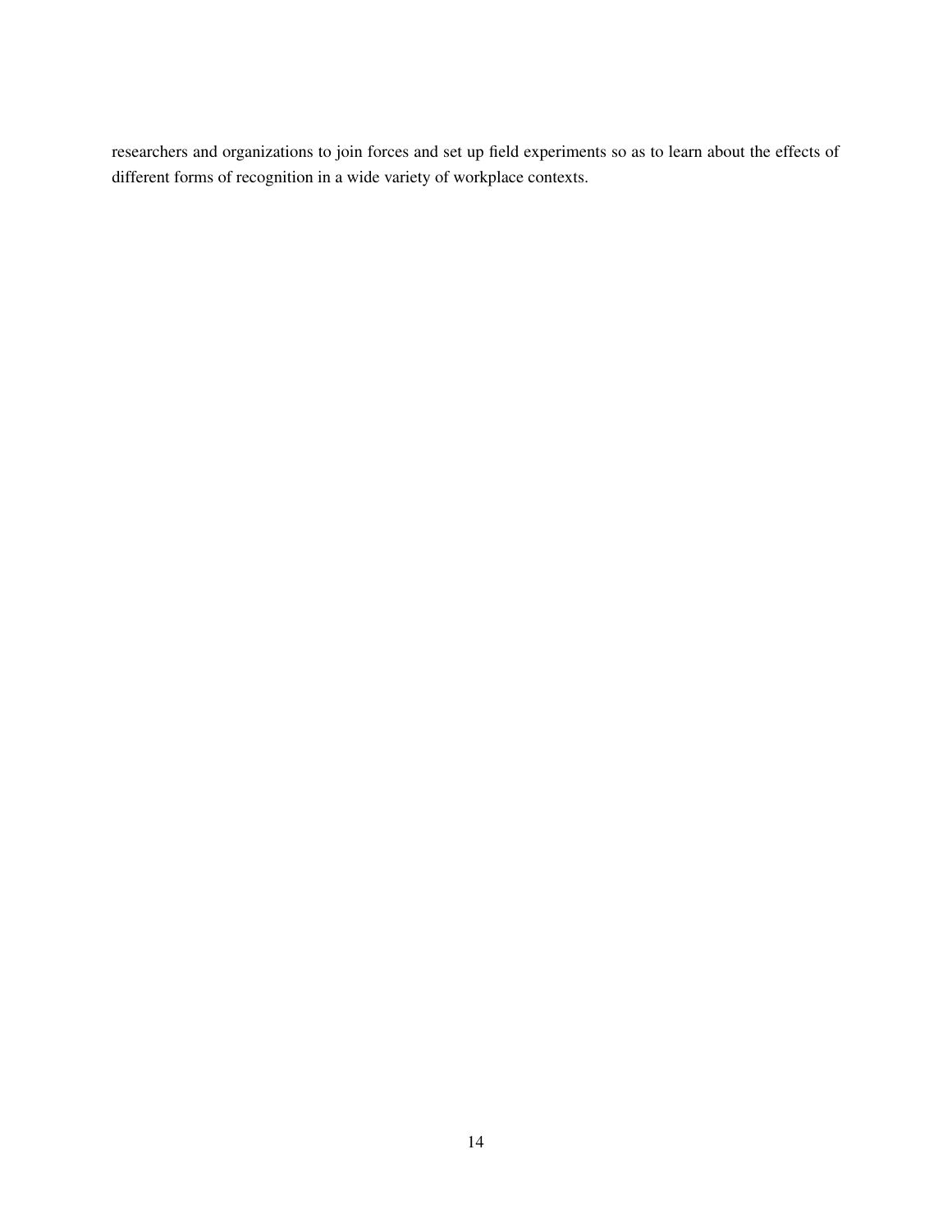researchers and organizations to join forces and set up field experiments so as to learn about the effects of different forms of recognition in a wide variety of workplace contexts.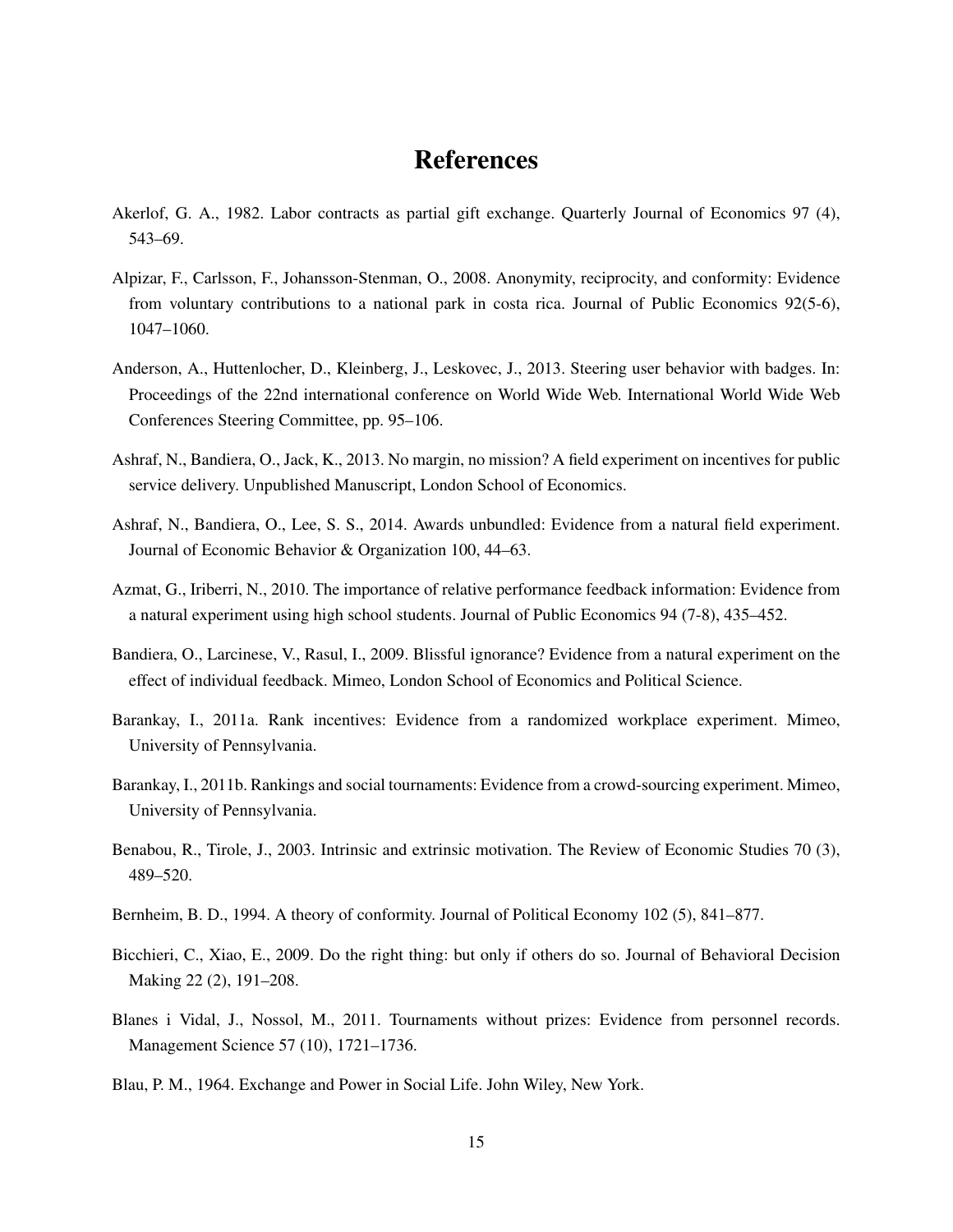# References

Akerlof, G. A., 1982. Labor contracts as partial gift exchange. Quarterly Journal of Economics 97 (4), 543–69.

Alpizar, F., Carlsson, F., Johansson-Stenman, O., 2008. Anonymity, reciprocity, and conformity: Evidence from voluntary contributions to a national park in costa rica. Journal of Public Economics 92(5-6), 1047–1060.

Anderson, A., Huttenlocher, D., Kleinberg, J., Leskovec, J., 2013. Steering user behavior with badges. In: Proceedings of the 22nd international conference on World Wide Web. International World Wide Web Conferences Steering Committee, pp. 95–106.

Ashraf, N., Bandiera, O., Jack, K., 2013. No margin, no mission? A field experiment on incentives for public service delivery. Unpublished Manuscript, London School of Economics.

Ashraf, N., Bandiera, O., Lee, S. S., 2014. Awards unbundled: Evidence from a natural field experiment. Journal of Economic Behavior & Organization 100, 44–63.

Azmat, G., Iriberri, N., 2010. The importance of relative performance feedback information: Evidence from a natural experiment using high school students. Journal of Public Economics 94 (7-8), 435–452.

Bandiera, O., Larcinese, V., Rasul, I., 2009. Blissful ignorance? Evidence from a natural experiment on the effect of individual feedback. Mimeo, London School of Economics and Political Science.

Barankay, I., 2011a. Rank incentives: Evidence from a randomized workplace experiment. Mimeo, University of Pennsylvania.

Barankay, I., 2011b. Rankings and social tournaments: Evidence from a crowd-sourcing experiment. Mimeo, University of Pennsylvania.

Benabou, R., Tirole, J., 2003. Intrinsic and extrinsic motivation. The Review of Economic Studies 70 (3), 489–520.

Bernheim, B. D., 1994. A theory of conformity. Journal of Political Economy 102 (5), 841–877.

Bicchieri, C., Xiao, E., 2009. Do the right thing: but only if others do so. Journal of Behavioral Decision Making 22 (2), 191–208.

Blanes i Vidal, J., Nossol, M., 2011. Tournaments without prizes: Evidence from personnel records. Management Science 57 (10), 1721–1736.

Blau, P. M., 1964. Exchange and Power in Social Life. John Wiley, New York.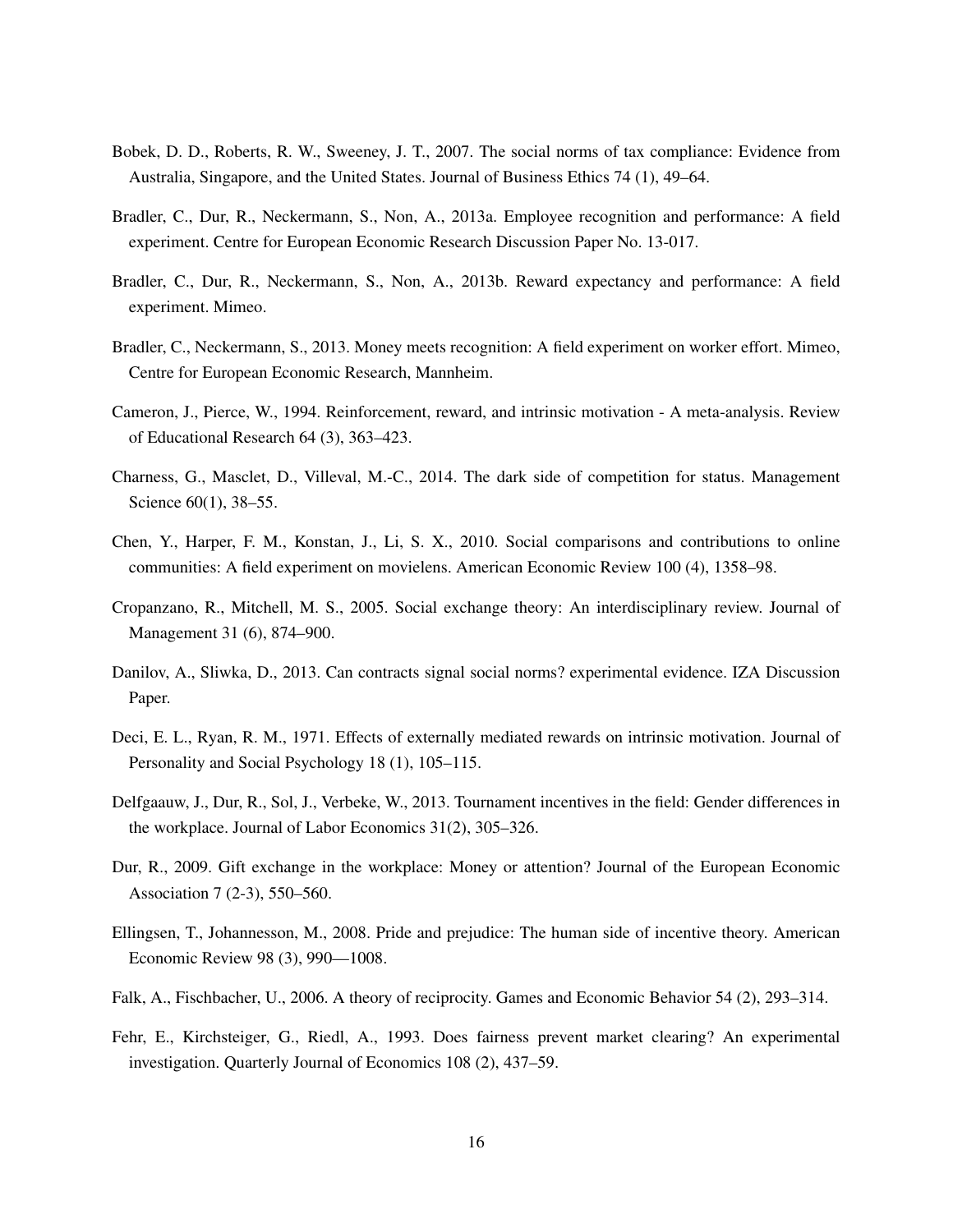Bobek, D. D., Roberts, R. W., Sweeney, J. T., 2007. The social norms of tax compliance: Evidence from Australia, Singapore, and the United States. Journal of Business Ethics 74 (1), 49–64.

Bradler, C., Dur, R., Neckermann, S., Non, A., 2013a. Employee recognition and performance: A field experiment. Centre for European Economic Research Discussion Paper No. 13-017.

Bradler, C., Dur, R., Neckermann, S., Non, A., 2013b. Reward expectancy and performance: A field experiment. Mimeo.

Bradler, C., Neckermann, S., 2013. Money meets recognition: A field experiment on worker effort. Mimeo, Centre for European Economic Research, Mannheim.

Cameron, J., Pierce, W., 1994. Reinforcement, reward, and intrinsic motivation - A meta-analysis. Review of Educational Research 64 (3), 363–423.

Charness, G., Masclet, D., Villeval, M.-C., 2014. The dark side of competition for status. Management Science 60(1), 38–55.

Chen, Y., Harper, F. M., Konstan, J., Li, S. X., 2010. Social comparisons and contributions to online communities: A field experiment on movielens. American Economic Review 100 (4), 1358–98.

Cropanzano, R., Mitchell, M. S., 2005. Social exchange theory: An interdisciplinary review. Journal of Management 31 (6), 874–900.

Danilov, A., Sliwka, D., 2013. Can contracts signal social norms? experimental evidence. IZA Discussion Paper.

Deci, E. L., Ryan, R. M., 1971. Effects of externally mediated rewards on intrinsic motivation. Journal of Personality and Social Psychology 18 (1), 105–115.

Delfgaauw, J., Dur, R., Sol, J., Verbeke, W., 2013. Tournament incentives in the field: Gender differences in the workplace. Journal of Labor Economics 31(2), 305–326.

Dur, R., 2009. Gift exchange in the workplace: Money or attention? Journal of the European Economic Association 7 (2-3), 550–560.

Ellingsen, T., Johannesson, M., 2008. Pride and prejudice: The human side of incentive theory. American Economic Review 98 (3), 990—1008.

Falk, A., Fischbacher, U., 2006. A theory of reciprocity. Games and Economic Behavior 54 (2), 293–314.

Fehr, E., Kirchsteiger, G., Riedl, A., 1993. Does fairness prevent market clearing? An experimental investigation. Quarterly Journal of Economics 108 (2), 437–59.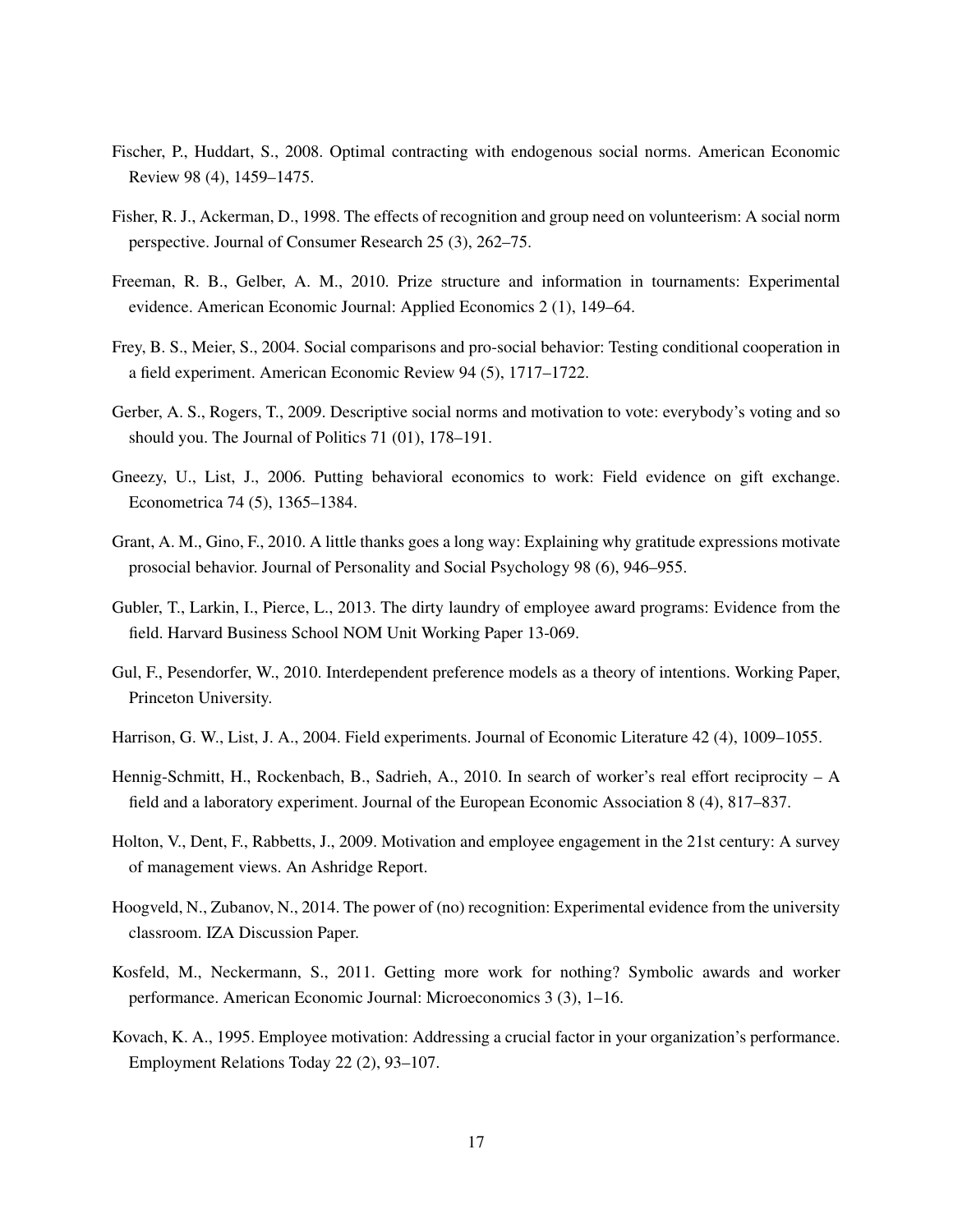Fischer, P., Huddart, S., 2008. Optimal contracting with endogenous social norms. American Economic Review 98 (4), 1459–1475.

Fisher, R. J., Ackerman, D., 1998. The effects of recognition and group need on volunteerism: A social norm perspective. Journal of Consumer Research 25 (3), 262–75.

Freeman, R. B., Gelber, A. M., 2010. Prize structure and information in tournaments: Experimental evidence. American Economic Journal: Applied Economics 2 (1), 149–64.

Frey, B. S., Meier, S., 2004. Social comparisons and pro-social behavior: Testing conditional cooperation in a field experiment. American Economic Review 94 (5), 1717–1722.

Gerber, A. S., Rogers, T., 2009. Descriptive social norms and motivation to vote: everybody's voting and so should you. The Journal of Politics 71 (01), 178–191.

Gneezy, U., List, J., 2006. Putting behavioral economics to work: Field evidence on gift exchange. Econometrica 74 (5), 1365–1384.

Grant, A. M., Gino, F., 2010. A little thanks goes a long way: Explaining why gratitude expressions motivate prosocial behavior. Journal of Personality and Social Psychology 98 (6), 946–955.

Gubler, T., Larkin, I., Pierce, L., 2013. The dirty laundry of employee award programs: Evidence from the field. Harvard Business School NOM Unit Working Paper 13-069.

Gul, F., Pesendorfer, W., 2010. Interdependent preference models as a theory of intentions. Working Paper, Princeton University.

Harrison, G. W., List, J. A., 2004. Field experiments. Journal of Economic Literature 42 (4), 1009–1055.

Hennig-Schmitt, H., Rockenbach, B., Sadrieh, A., 2010. In search of worker's real effort reciprocity – A field and a laboratory experiment. Journal of the European Economic Association 8 (4), 817–837.

Holton, V., Dent, F., Rabbetts, J., 2009. Motivation and employee engagement in the 21st century: A survey of management views. An Ashridge Report.

Hoogveld, N., Zubanov, N., 2014. The power of (no) recognition: Experimental evidence from the university classroom. IZA Discussion Paper.

Kosfeld, M., Neckermann, S., 2011. Getting more work for nothing? Symbolic awards and worker performance. American Economic Journal: Microeconomics 3 (3), 1–16.

Kovach, K. A., 1995. Employee motivation: Addressing a crucial factor in your organization's performance. Employment Relations Today 22 (2), 93–107.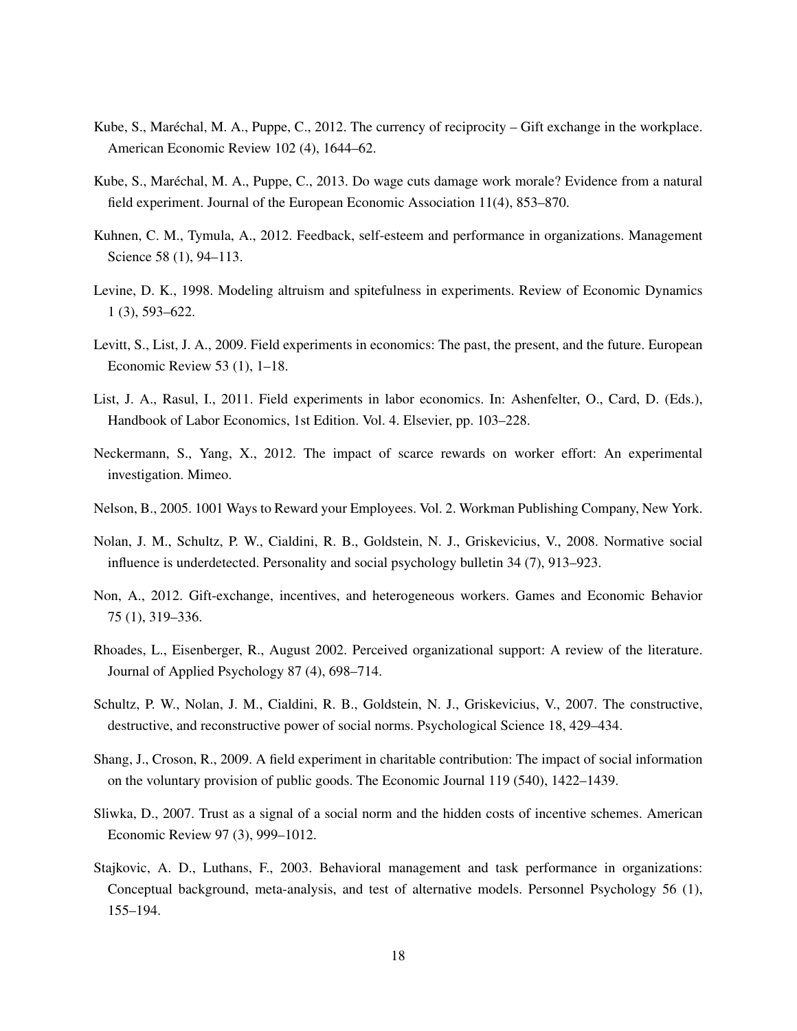Kube, S., Maréchal, M. A., Puppe, C., 2012. The currency of reciprocity – Gift exchange in the workplace. American Economic Review 102 (4), 1644–62.

Kube, S., Maréchal, M. A., Puppe, C., 2013. Do wage cuts damage work morale? Evidence from a natural field experiment. Journal of the European Economic Association 11(4), 853–870.

Kuhnen, C. M., Tymula, A., 2012. Feedback, self-esteem and performance in organizations. Management Science 58 (1), 94–113.

Levine, D. K., 1998. Modeling altruism and spitefulness in experiments. Review of Economic Dynamics 1 (3), 593–622.

Levitt, S., List, J. A., 2009. Field experiments in economics: The past, the present, and the future. European Economic Review 53 (1), 1–18.

List, J. A., Rasul, I., 2011. Field experiments in labor economics. In: Ashenfelter, O., Card, D. (Eds.), Handbook of Labor Economics, 1st Edition. Vol. 4. Elsevier, pp. 103–228.

Neckermann, S., Yang, X., 2012. The impact of scarce rewards on worker effort: An experimental investigation. Mimeo.

Nelson, B., 2005. 1001 Ways to Reward your Employees. Vol. 2. Workman Publishing Company, New York.

Nolan, J. M., Schultz, P. W., Cialdini, R. B., Goldstein, N. J., Griskevicius, V., 2008. Normative social influence is underdetected. Personality and social psychology bulletin 34 (7), 913–923.

Non, A., 2012. Gift-exchange, incentives, and heterogeneous workers. Games and Economic Behavior 75 (1), 319–336.

Rhoades, L., Eisenberger, R., August 2002. Perceived organizational support: A review of the literature. Journal of Applied Psychology 87 (4), 698–714.

Schultz, P. W., Nolan, J. M., Cialdini, R. B., Goldstein, N. J., Griskevicius, V., 2007. The constructive, destructive, and reconstructive power of social norms. Psychological Science 18, 429–434.

Shang, J., Croson, R., 2009. A field experiment in charitable contribution: The impact of social information on the voluntary provision of public goods. The Economic Journal 119 (540), 1422–1439.

Sliwka, D., 2007. Trust as a signal of a social norm and the hidden costs of incentive schemes. American Economic Review 97 (3), 999–1012.

Stajkovic, A. D., Luthans, F., 2003. Behavioral management and task performance in organizations: Conceptual background, meta-analysis, and test of alternative models. Personnel Psychology 56 (1), 155–194.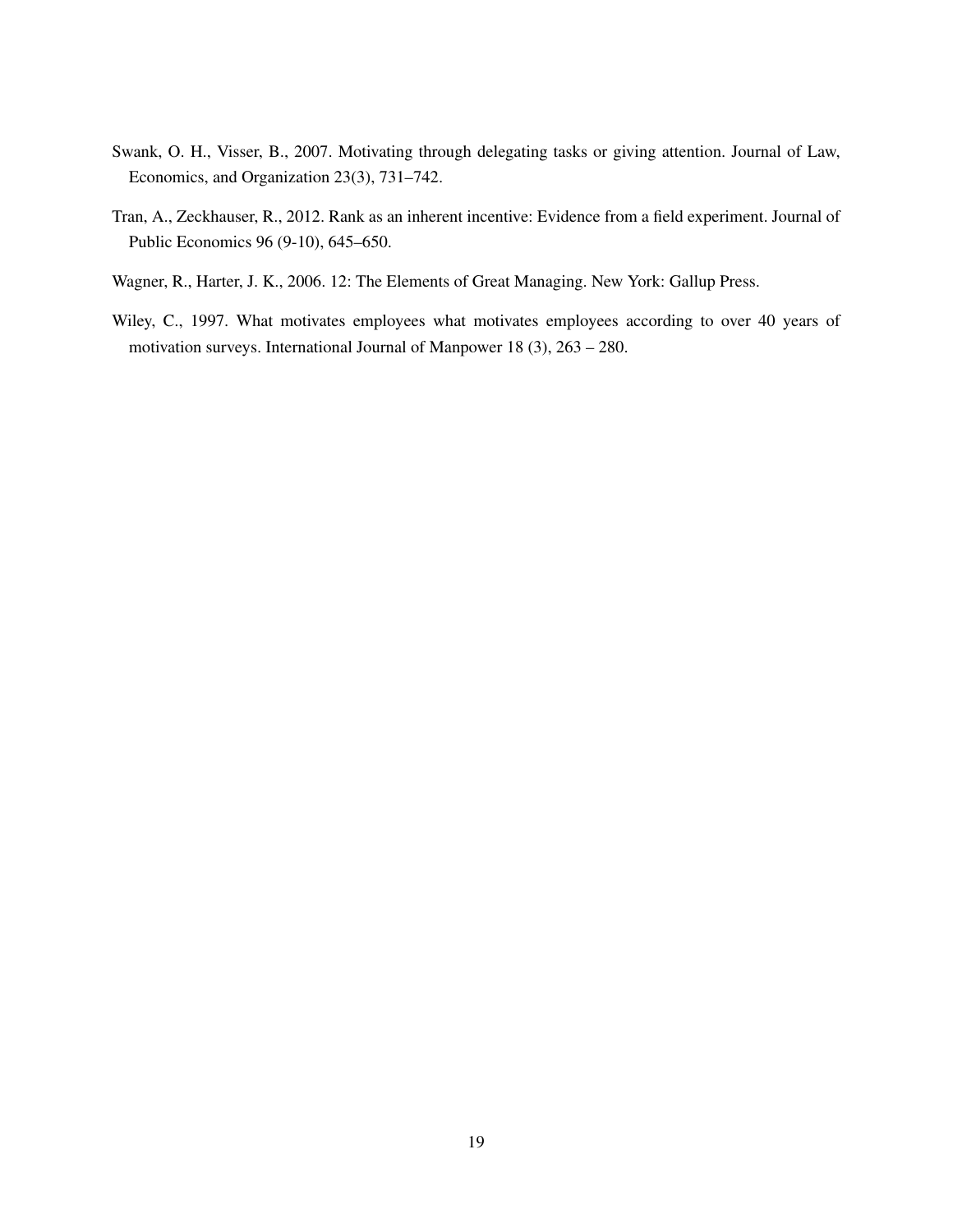Swank, O. H., Visser, B., 2007. Motivating through delegating tasks or giving attention. Journal of Law, Economics, and Organization 23(3), 731–742.

Tran, A., Zeckhauser, R., 2012. Rank as an inherent incentive: Evidence from a field experiment. Journal of Public Economics 96 (9-10), 645–650.

Wagner, R., Harter, J. K., 2006. 12: The Elements of Great Managing. New York: Gallup Press.

Wiley, C., 1997. What motivates employees what motivates employees according to over 40 years of motivation surveys. International Journal of Manpower 18 (3), 263 – 280.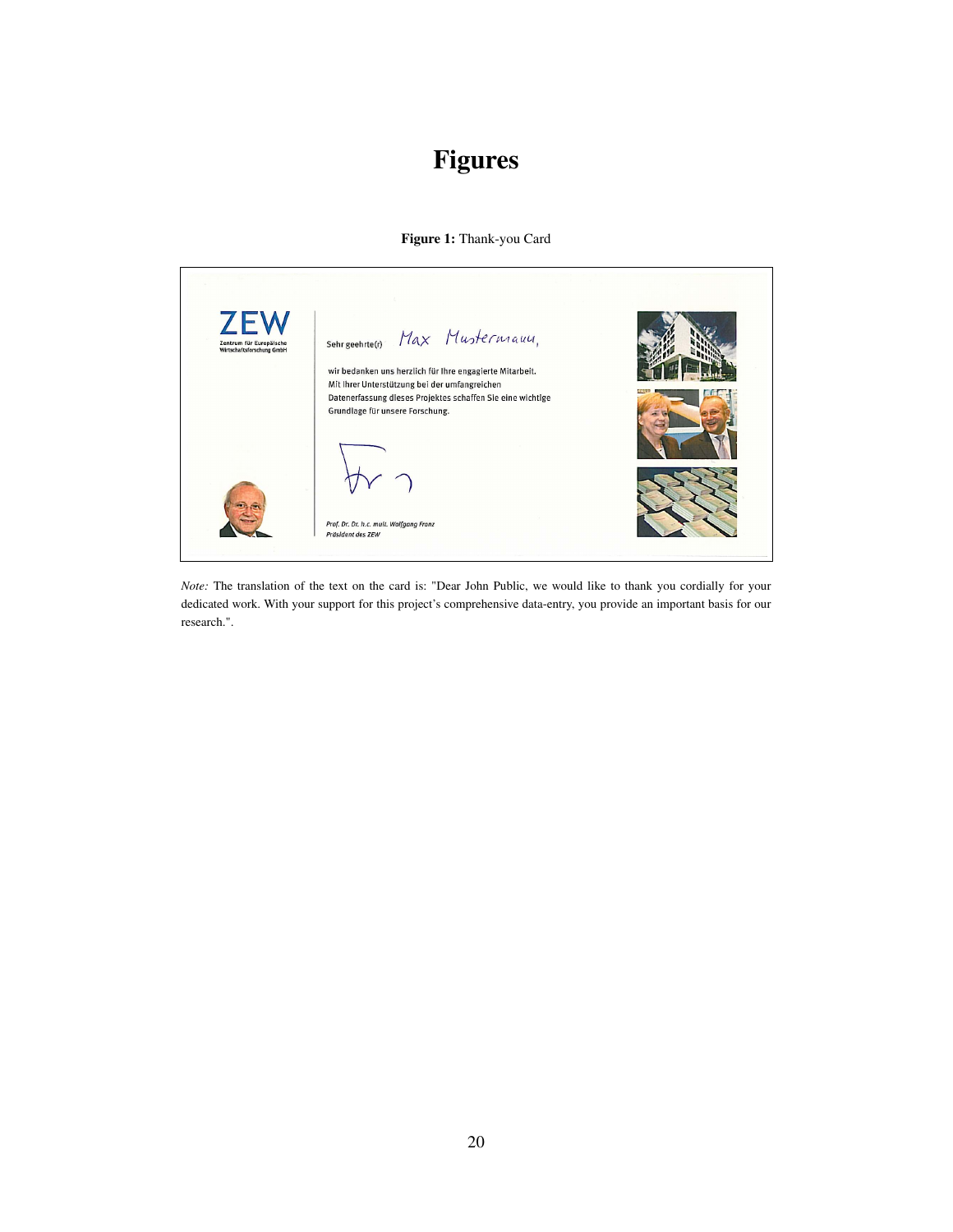# Figures

**Figure 1:** Thank-you Card

ZEW

Zentrum für Europäische Wirtschaftsforschung GmbH

Sehr geehrte(r) Max Mustermann,

wir bedanken uns herzlich für Ihre engagierte Mitarbeit. Mit Ihrer Unterstützung bei der umfangreichen Datenerfassung dieses Projektes schaffen Sie eine wichtige Grundlage für unsere Forschung.

*Prof. Dr. Dr. h.c. mult. Wolfgang Franz*
*Präsident des ZEW*

*Note:* The translation of the text on the card is: "Dear John Public, we would like to thank you cordially for your dedicated work. With your support for this project's comprehensive data-entry, you provide an important basis for our research.".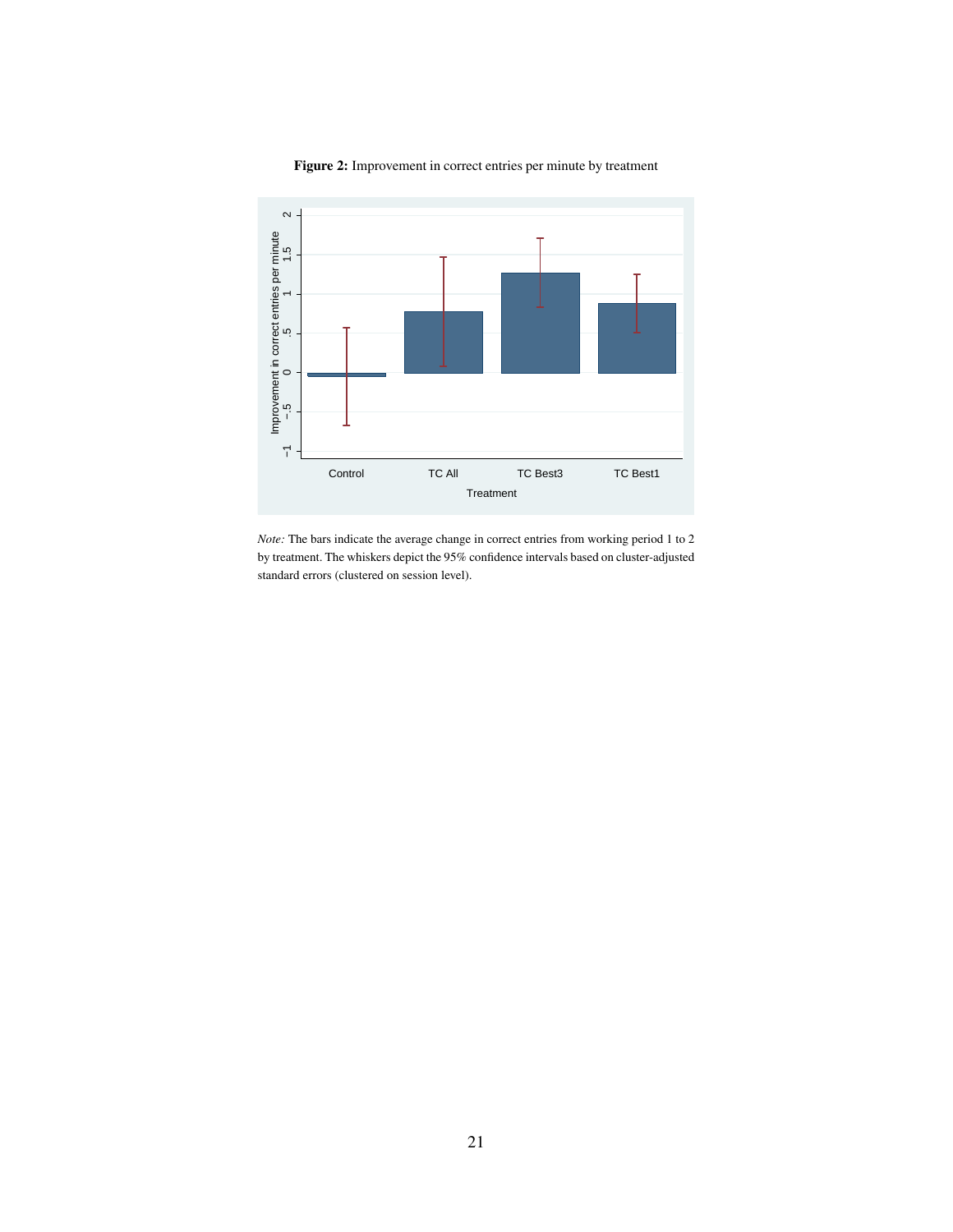**Figure 2:** Improvement in correct entries per minute by treatment

*Note:* The bars indicate the average change in correct entries from working period 1 to 2 by treatment. The whiskers depict the 95% confidence intervals based on cluster-adjusted standard errors (clustered on session level).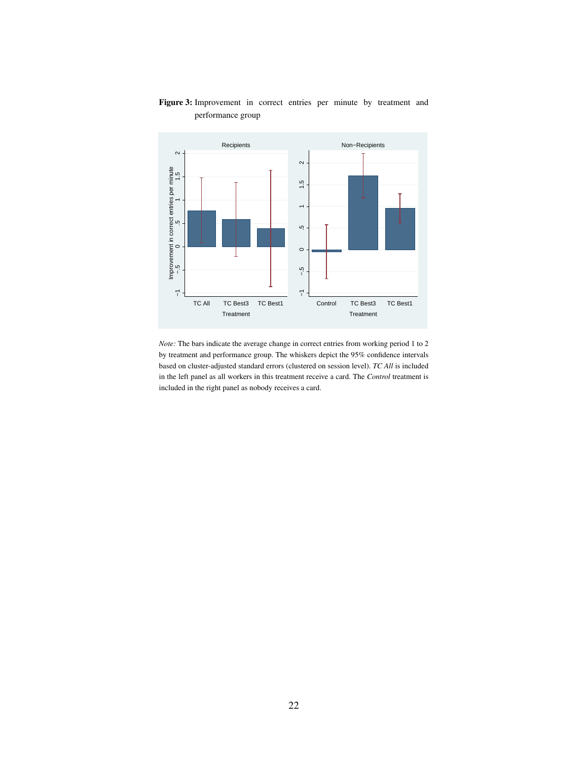**Figure 3:** Improvement in correct entries per minute by treatment and performance group

*Note:* The bars indicate the average change in correct entries from working period 1 to 2 by treatment and performance group. The whiskers depict the 95% confidence intervals based on cluster-adjusted standard errors (clustered on session level). *TC All* is included in the left panel as all workers in this treatment receive a card. The *Control* treatment is included in the right panel as nobody receives a card.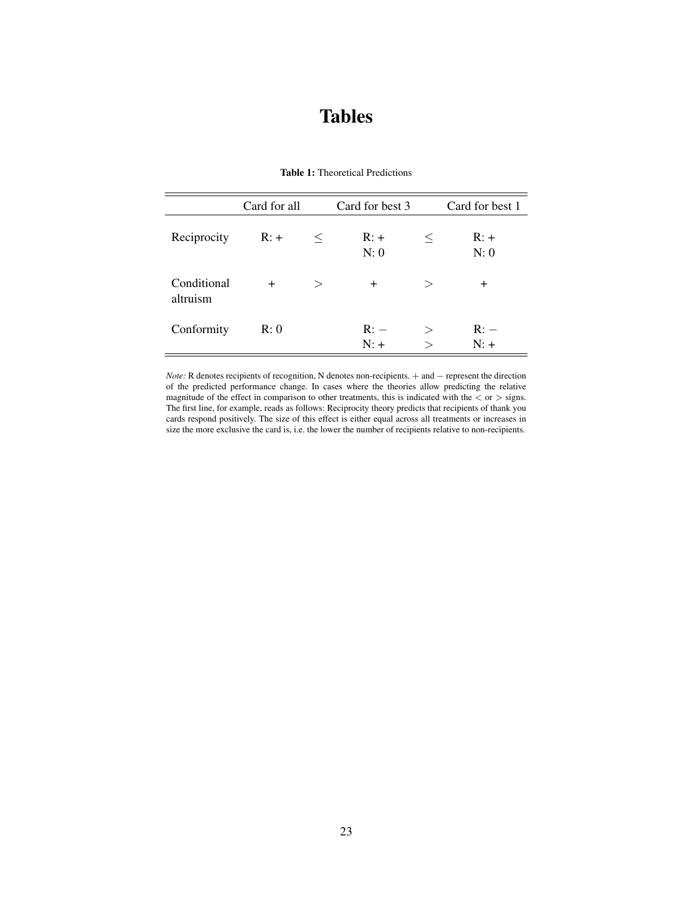# Tables

**Table 1:** Theoretical Predictions

| | Card for all | | Card for best 3 | | Card for best 1 |
|---|---|---|---|---|---|
| Reciprocity | R: + | $\leq$ | R: +<br>N: 0 | $\leq$ | R: +<br>N: 0 |
| Conditional altruism | + | $>$ | + | $>$ | + |
| Conformity | R: 0 | | R: $-$<br>N: + | $>$<br>$>$ | R: $-$<br>N: + |

*Note:* R denotes recipients of recognition, N denotes non-recipients. $+$ and $-$ represent the direction of the predicted performance change. In cases where the theories allow predicting the relative magnitude of the effect in comparison to other treatments, this is indicated with the $<$ or $>$ signs. The first line, for example, reads as follows: Reciprocity theory predicts that recipients of thank you cards respond positively. The size of this effect is either equal across all treatments or increases in size the more exclusive the card is, i.e. the lower the number of recipients relative to non-recipients.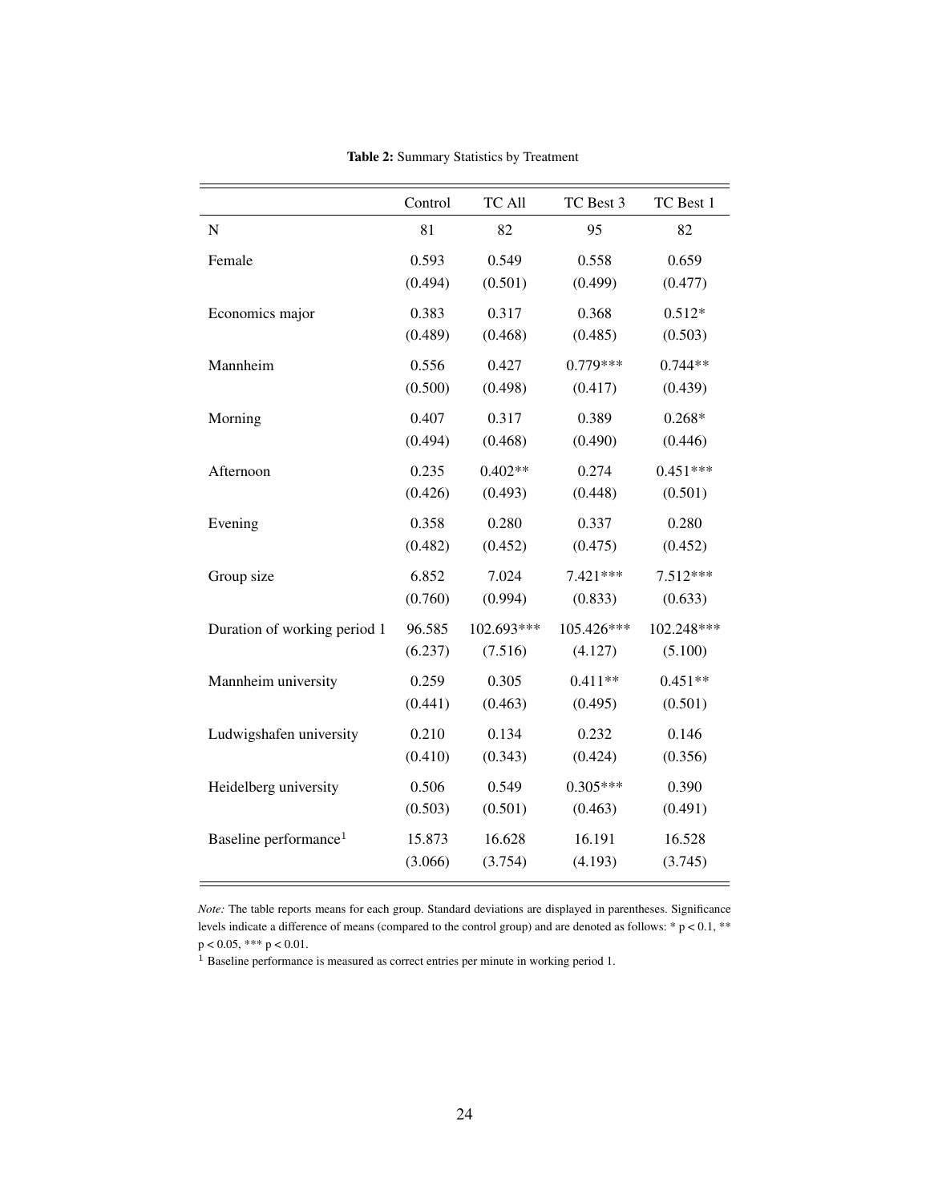**Table 2:** Summary Statistics by Treatment

| | Control | TC All | TC Best 3 | TC Best 1 |
|---|---|---|---|---|
| N | 81 | 82 | 95 | 82 |
| Female | 0.593 | 0.549 | 0.558 | 0.659 |
| | (0.494) | (0.501) | (0.499) | (0.477) |
| Economics major | 0.383 | 0.317 | 0.368 | 0.512* |
| | (0.489) | (0.468) | (0.485) | (0.503) |
| Mannheim | 0.556 | 0.427 | 0.779*** | 0.744** |
| | (0.500) | (0.498) | (0.417) | (0.439) |
| Morning | 0.407 | 0.317 | 0.389 | 0.268* |
| | (0.494) | (0.468) | (0.490) | (0.446) |
| Afternoon | 0.235 | 0.402** | 0.274 | 0.451*** |
| | (0.426) | (0.493) | (0.448) | (0.501) |
| Evening | 0.358 | 0.280 | 0.337 | 0.280 |
| | (0.482) | (0.452) | (0.475) | (0.452) |
| Group size | 6.852 | 7.024 | 7.421*** | 7.512*** |
| | (0.760) | (0.994) | (0.833) | (0.633) |
| Duration of working period 1 | 96.585 | 102.693*** | 105.426*** | 102.248*** |
| | (6.237) | (7.516) | (4.127) | (5.100) |
| Mannheim university | 0.259 | 0.305 | 0.411** | 0.451** |
| | (0.441) | (0.463) | (0.495) | (0.501) |
| Ludwigshafen university | 0.210 | 0.134 | 0.232 | 0.146 |
| | (0.410) | (0.343) | (0.424) | (0.356) |
| Heidelberg university | 0.506 | 0.549 | 0.305*** | 0.390 |
| | (0.503) | (0.501) | (0.463) | (0.491) |
| Baseline performance[1] | 15.873 | 16.628 | 16.191 | 16.528 |
| | (3.066) | (3.754) | (4.193) | (3.745) |

*Note:* The table reports means for each group. Standard deviations are displayed in parentheses. Significance levels indicate a difference of means (compared to the control group) and are denoted as follows: * $p < 0.1$, ** $p < 0.05$, *** $p < 0.01$.

[1] Baseline performance is measured as correct entries per minute in working period 1.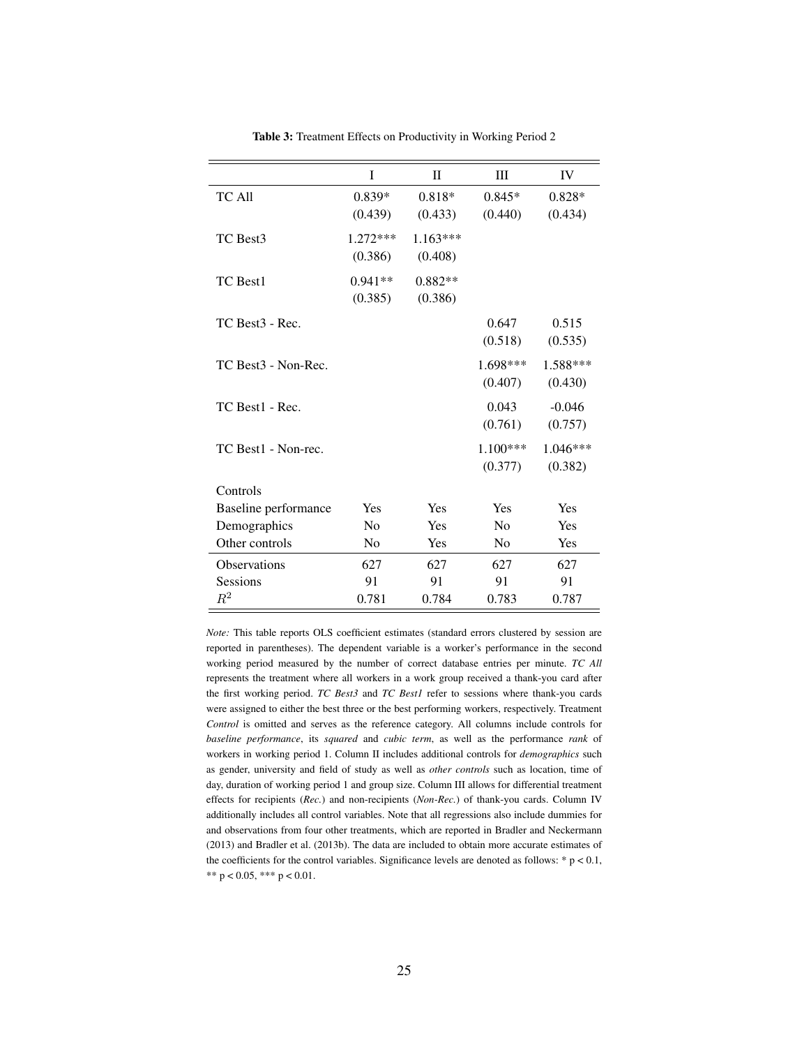**Table 3:** Treatment Effects on Productivity in Working Period 2

| | I | II | III | IV |
|---|---|---|---|---|
| TC All | 0.839* | 0.818* | 0.845* | 0.828* |
| | (0.439) | (0.433) | (0.440) | (0.434) |
| TC Best3 | 1.272*** | 1.163*** | | |
| | (0.386) | (0.408) | | |
| TC Best1 | 0.941** | 0.882** | | |
| | (0.385) | (0.386) | | |
| TC Best3 - Rec. | | | 0.647 | 0.515 |
| | | | (0.518) | (0.535) |
| TC Best3 - Non-Rec. | | | 1.698*** | 1.588*** |
| | | | (0.407) | (0.430) |
| TC Best1 - Rec. | | | 0.043 | -0.046 |
| | | | (0.761) | (0.757) |
| TC Best1 - Non-rec. | | | 1.100*** | 1.046*** |
| | | | (0.377) | (0.382) |
| Controls | | | | |
| Baseline performance | Yes | Yes | Yes | Yes |
| Demographics | No | Yes | No | Yes |
| Other controls | No | Yes | No | Yes |
| Observations | 627 | 627 | 627 | 627 |
| Sessions | 91 | 91 | 91 | 91 |
| $R^2$ | 0.781 | 0.784 | 0.783 | 0.787 |

*Note:* This table reports OLS coefficient estimates (standard errors clustered by session are reported in parentheses). The dependent variable is a worker's performance in the second working period measured by the number of correct database entries per minute. *TC All* represents the treatment where all workers in a work group received a thank-you card after the first working period. *TC Best3* and *TC Best1* refer to sessions where thank-you cards were assigned to either the best three or the best performing workers, respectively. Treatment *Control* is omitted and serves as the reference category. All columns include controls for *baseline performance*, its *squared* and *cubic term*, as well as the performance *rank* of workers in working period 1. Column II includes additional controls for *demographics* such as gender, university and field of study as well as *other controls* such as location, time of day, duration of working period 1 and group size. Column III allows for differential treatment effects for recipients (*Rec.*) and non-recipients (*Non-Rec.*) of thank-you cards. Column IV additionally includes all control variables. Note that all regressions also include dummies for and observations from four other treatments, which are reported in Bradler and Neckermann (2013) and Bradler et al. (2013b). The data are included to obtain more accurate estimates of the coefficients for the control variables. Significance levels are denoted as follows: * $p < 0.1$, ** $p < 0.05$, *** $p < 0.01$.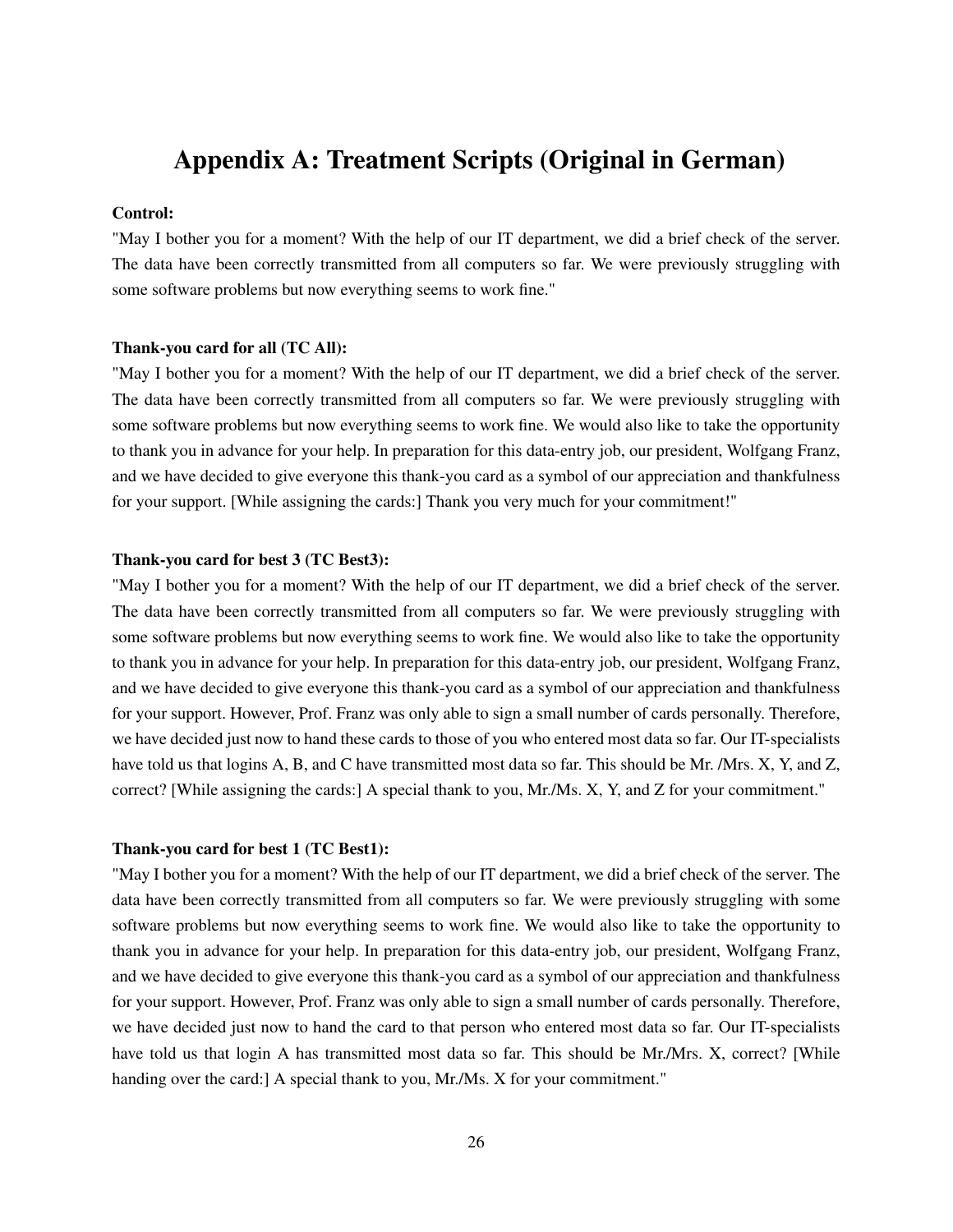# Appendix A: Treatment Scripts (Original in German)

**Control:**

"May I bother you for a moment? With the help of our IT department, we did a brief check of the server. The data have been correctly transmitted from all computers so far. We were previously struggling with some software problems but now everything seems to work fine."

**Thank-you card for all (TC All):**

"May I bother you for a moment? With the help of our IT department, we did a brief check of the server. The data have been correctly transmitted from all computers so far. We were previously struggling with some software problems but now everything seems to work fine. We would also like to take the opportunity to thank you in advance for your help. In preparation for this data-entry job, our president, Wolfgang Franz, and we have decided to give everyone this thank-you card as a symbol of our appreciation and thankfulness for your support. [While assigning the cards:] Thank you very much for your commitment!"

**Thank-you card for best 3 (TC Best3):**

"May I bother you for a moment? With the help of our IT department, we did a brief check of the server. The data have been correctly transmitted from all computers so far. We were previously struggling with some software problems but now everything seems to work fine. We would also like to take the opportunity to thank you in advance for your help. In preparation for this data-entry job, our president, Wolfgang Franz, and we have decided to give everyone this thank-you card as a symbol of our appreciation and thankfulness for your support. However, Prof. Franz was only able to sign a small number of cards personally. Therefore, we have decided just now to hand these cards to those of you who entered most data so far. Our IT-specialists have told us that logins A, B, and C have transmitted most data so far. This should be Mr. /Mrs. X, Y, and Z, correct? [While assigning the cards:] A special thank to you, Mr./Ms. X, Y, and Z for your commitment."

**Thank-you card for best 1 (TC Best1):**

"May I bother you for a moment? With the help of our IT department, we did a brief check of the server. The data have been correctly transmitted from all computers so far. We were previously struggling with some software problems but now everything seems to work fine. We would also like to take the opportunity to thank you in advance for your help. In preparation for this data-entry job, our president, Wolfgang Franz, and we have decided to give everyone this thank-you card as a symbol of our appreciation and thankfulness for your support. However, Prof. Franz was only able to sign a small number of cards personally. Therefore, we have decided just now to hand the card to that person who entered most data so far. Our IT-specialists have told us that login A has transmitted most data so far. This should be Mr./Mrs. X, correct? [While handing over the card:] A special thank to you, Mr./Ms. X for your commitment."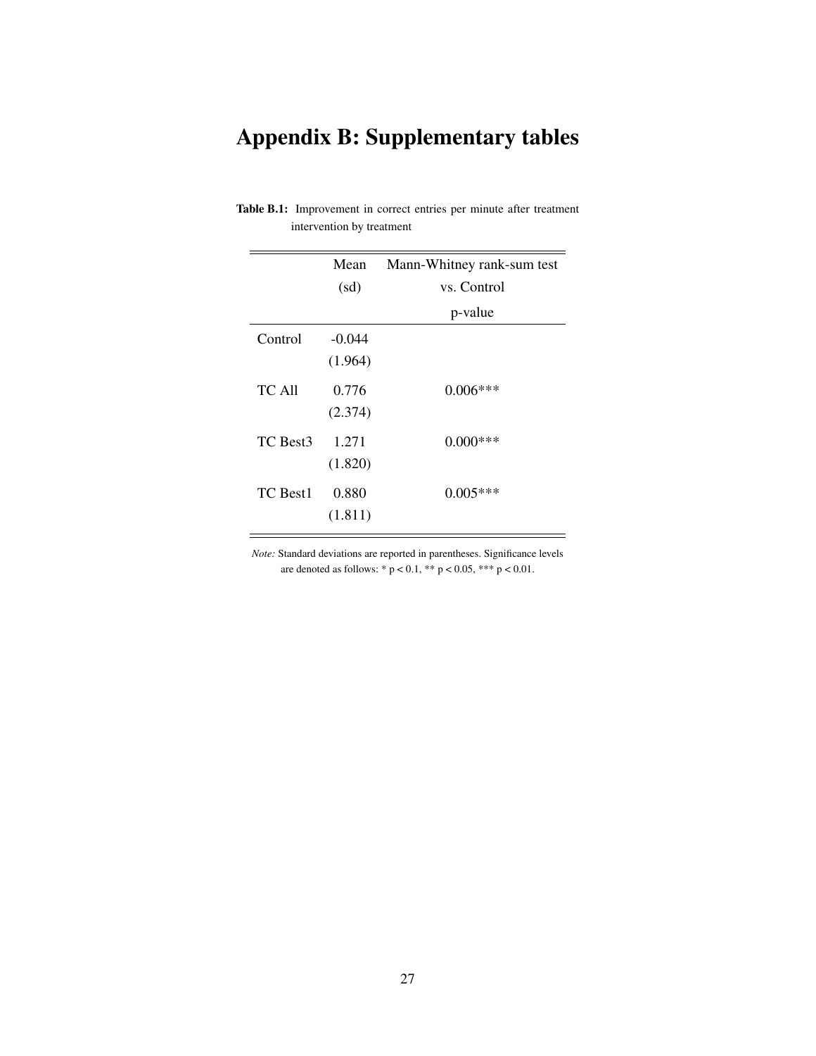# Appendix B: Supplementary tables

**Table B.1:** Improvement in correct entries per minute after treatment intervention by treatment

| | Mean (sd) | Mann-Whitney rank-sum test vs. Control p-value |
|---|---|---|
| Control | -0.044 (1.964) | |
| TC All | 0.776 (2.374) | 0.006*** |
| TC Best3 | 1.271 (1.820) | 0.000*** |
| TC Best1 | 0.880 (1.811) | 0.005*** |

*Note:* Standard deviations are reported in parentheses. Significance levels are denoted as follows: * $p < 0.1$, ** $p < 0.05$, *** $p < 0.01$.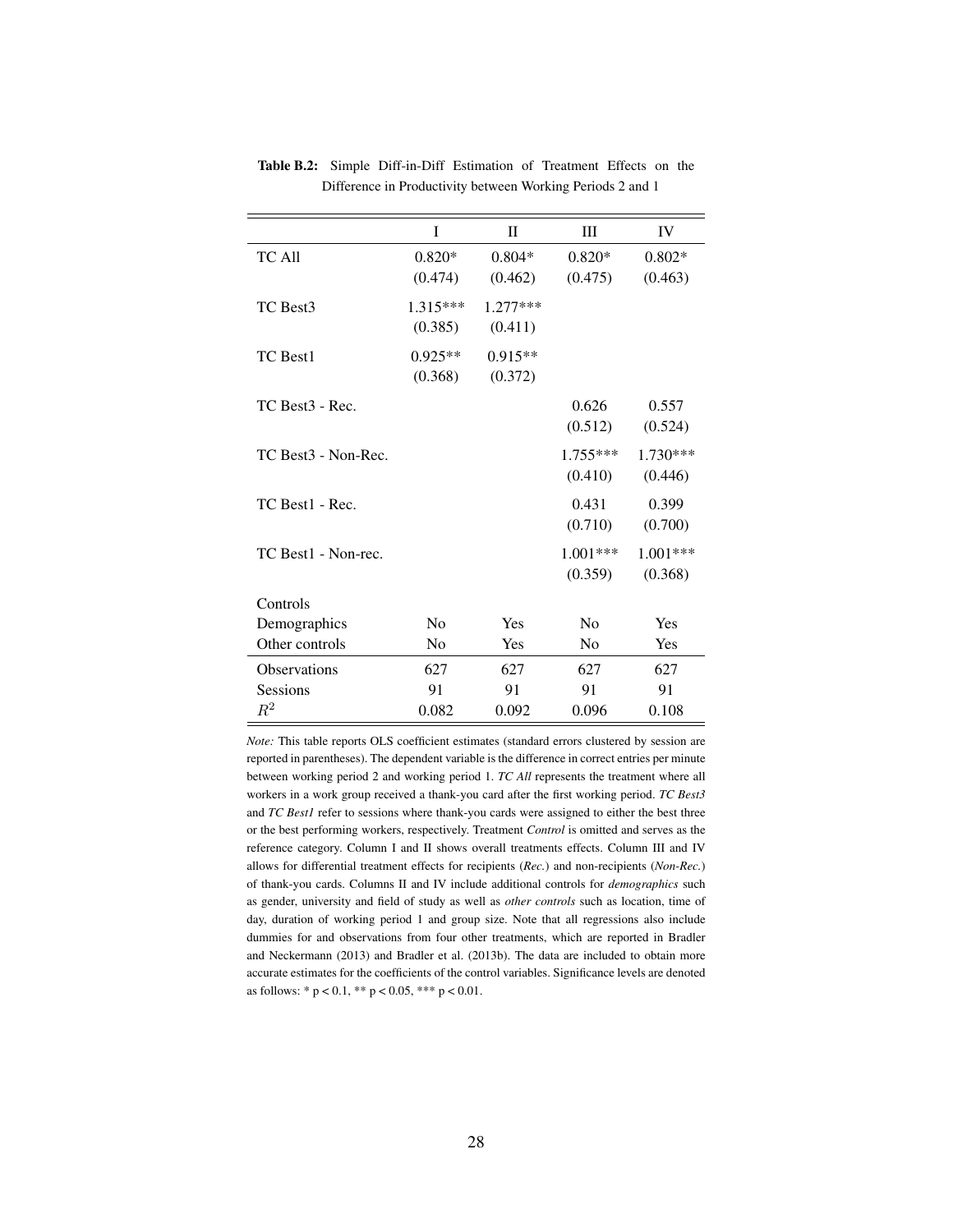**Table B.2:** Simple Diff-in-Diff Estimation of Treatment Effects on the Difference in Productivity between Working Periods 2 and 1

| | I | II | III | IV |
|---|---|---|---|---|
| TC All | 0.820* | 0.804* | 0.820* | 0.802* |
| | (0.474) | (0.462) | (0.475) | (0.463) |
| TC Best3 | 1.315*** | 1.277*** | | |
| | (0.385) | (0.411) | | |
| TC Best1 | 0.925** | 0.915** | | |
| | (0.368) | (0.372) | | |
| TC Best3 - Rec. | | | 0.626 | 0.557 |
| | | | (0.512) | (0.524) |
| TC Best3 - Non-Rec. | | | 1.755*** | 1.730*** |
| | | | (0.410) | (0.446) |
| TC Best1 - Rec. | | | 0.431 | 0.399 |
| | | | (0.710) | (0.700) |
| TC Best1 - Non-rec. | | | 1.001*** | 1.001*** |
| | | | (0.359) | (0.368) |
| Controls | | | | |
| Demographics | No | Yes | No | Yes |
| Other controls | No | Yes | No | Yes |
| Observations | 627 | 627 | 627 | 627 |
| Sessions | 91 | 91 | 91 | 91 |
| $R^2$ | 0.082 | 0.092 | 0.096 | 0.108 |

*Note:* This table reports OLS coefficient estimates (standard errors clustered by session are reported in parentheses). The dependent variable is the difference in correct entries per minute between working period 2 and working period 1. *TC All* represents the treatment where all workers in a work group received a thank-you card after the first working period. *TC Best3* and *TC Best1* refer to sessions where thank-you cards were assigned to either the best three or the best performing workers, respectively. Treatment *Control* is omitted and serves as the reference category. Column I and II shows overall treatments effects. Column III and IV allows for differential treatment effects for recipients (*Rec.*) and non-recipients (*Non-Rec.*) of thank-you cards. Columns II and IV include additional controls for *demographics* such as gender, university and field of study as well as *other controls* such as location, time of day, duration of working period 1 and group size. Note that all regressions also include dummies for and observations from four other treatments, which are reported in Bradler and Neckermann (2013) and Bradler et al. (2013b). The data are included to obtain more accurate estimates for the coefficients of the control variables. Significance levels are denoted as follows: * $p < 0.1$, ** $p < 0.05$, *** $p < 0.01$.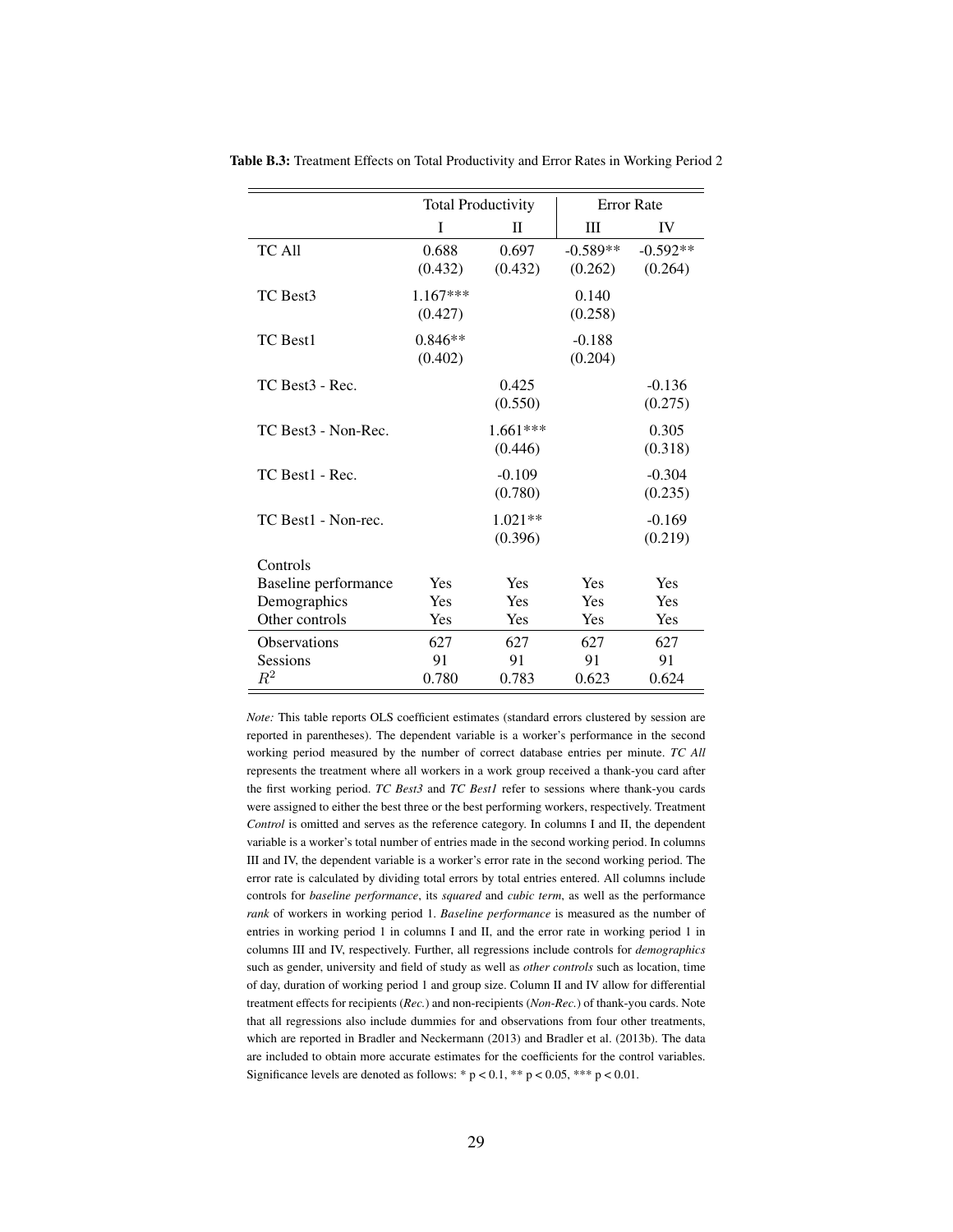**Table B.3:** Treatment Effects on Total Productivity and Error Rates in Working Period 2

| | Total Productivity | | Error Rate | |
|---|---|---|---|---|
| | I | II | III | IV |
| TC All | 0.688 | 0.697 | -0.589** | -0.592** |
| | (0.432) | (0.432) | (0.262) | (0.264) |
| TC Best3 | 1.167*** | | 0.140 | |
| | (0.427) | | (0.258) | |
| TC Best1 | 0.846** | | -0.188 | |
| | (0.402) | | (0.204) | |
| TC Best3 - Rec. | | 0.425 | | -0.136 |
| | | (0.550) | | (0.275) |
| TC Best3 - Non-Rec. | | 1.661*** | | 0.305 |
| | | (0.446) | | (0.318) |
| TC Best1 - Rec. | | -0.109 | | -0.304 |
| | | (0.780) | | (0.235) |
| TC Best1 - Non-rec. | | 1.021** | | -0.169 |
| | | (0.396) | | (0.219) |
| Controls | | | | |
| Baseline performance | Yes | Yes | Yes | Yes |
| Demographics | Yes | Yes | Yes | Yes |
| Other controls | Yes | Yes | Yes | Yes |
| Observations | 627 | 627 | 627 | 627 |
| Sessions | 91 | 91 | 91 | 91 |
| $R^2$ | 0.780 | 0.783 | 0.623 | 0.624 |

*Note:* This table reports OLS coefficient estimates (standard errors clustered by session are reported in parentheses). The dependent variable is a worker's performance in the second working period measured by the number of correct database entries per minute. *TC All* represents the treatment where all workers in a work group received a thank-you card after the first working period. *TC Best3* and *TC Best1* refer to sessions where thank-you cards were assigned to either the best three or the best performing workers, respectively. Treatment *Control* is omitted and serves as the reference category. In columns I and II, the dependent variable is a worker's total number of entries made in the second working period. In columns III and IV, the dependent variable is a worker's error rate in the second working period. The error rate is calculated by dividing total errors by total entries entered. All columns include controls for *baseline performance*, its *squared* and *cubic term*, as well as the performance *rank* of workers in working period 1. *Baseline performance* is measured as the number of entries in working period 1 in columns I and II, and the error rate in working period 1 in columns III and IV, respectively. Further, all regressions include controls for *demographics* such as gender, university and field of study as well as *other controls* such as location, time of day, duration of working period 1 and group size. Column II and IV allow for differential treatment effects for recipients (*Rec.*) and non-recipients (*Non-Rec.*) of thank-you cards. Note that all regressions also include dummies for and observations from four other treatments, which are reported in Bradler and Neckermann (2013) and Bradler et al. (2013b). The data are included to obtain more accurate estimates for the coefficients for the control variables. Significance levels are denoted as follows: * $p < 0.1$, ** $p < 0.05$, *** $p < 0.01$.